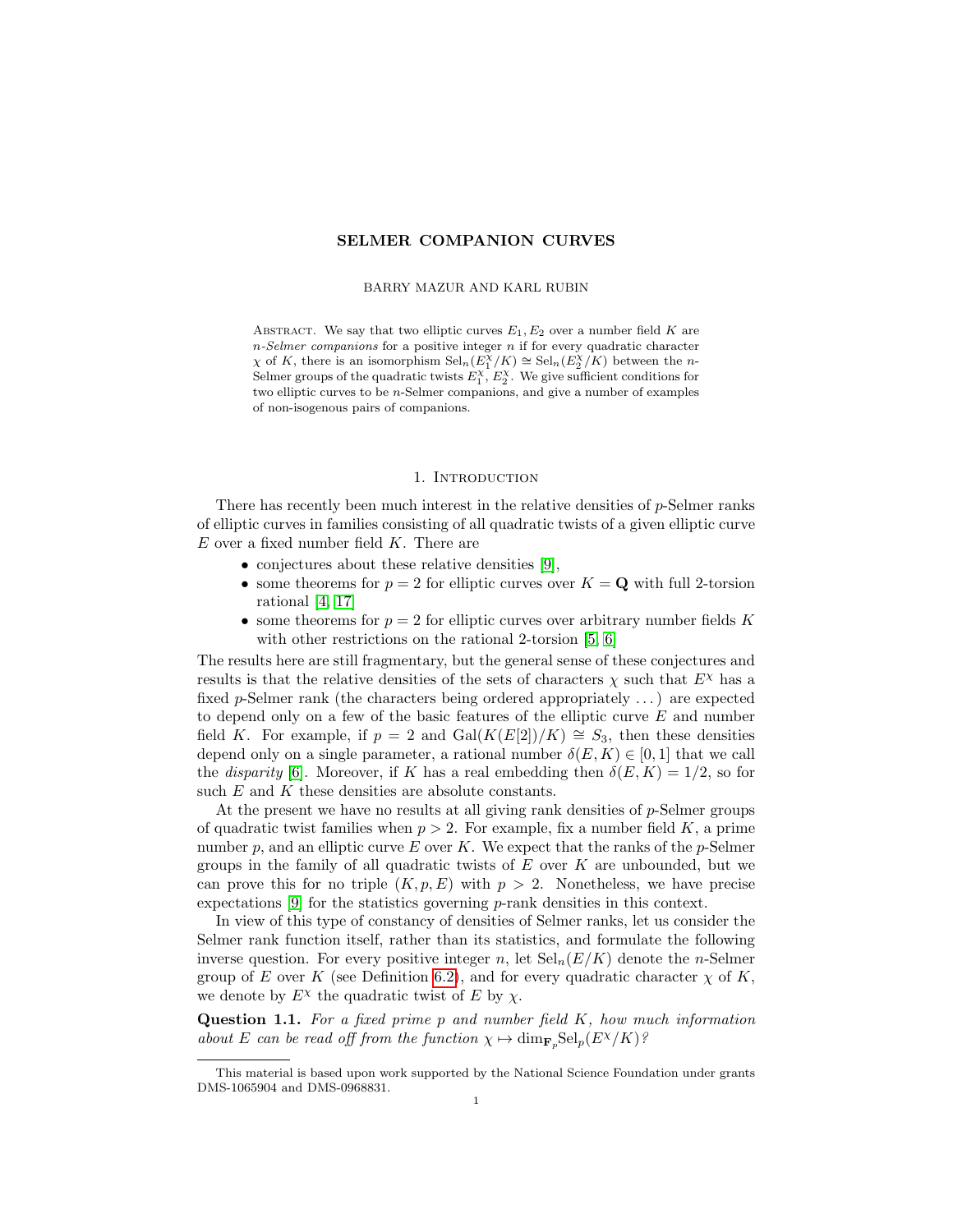# SELMER COMPANION CURVES

BARRY MAZUR AND KARL RUBIN

ABSTRACT. We say that two elliptic curves $E_1, E_2$ over a number field $K$ are *n-Selmer companions* for a positive integer $n$ if for every quadratic character $\chi$ of $K$, there is an isomorphism $\mathrm{Sel}_n(E_1^\chi/K) \cong \mathrm{Sel}_n(E_2^\chi/K)$ between the $n$-Selmer groups of the quadratic twists $E_1^\chi$, $E_2^\chi$. We give sufficient conditions for two elliptic curves to be $n$-Selmer companions, and give a number of examples of non-isogenous pairs of companions.

## 1. Introduction

There has recently been much interest in the relative densities of $p$-Selmer ranks of elliptic curves in families consisting of all quadratic twists of a given elliptic curve $E$ over a fixed number field $K$. There are

- conjectures about these relative densities [9],
- some theorems for $p = 2$ for elliptic curves over $K = \mathbf{Q}$ with full 2-torsion rational [4, 17]
- some theorems for $p = 2$ for elliptic curves over arbitrary number fields $K$ with other restrictions on the rational 2-torsion [5, 6]

The results here are still fragmentary, but the general sense of these conjectures and results is that the relative densities of the sets of characters $\chi$ such that $E^\chi$ has a fixed $p$-Selmer rank (the characters being ordered appropriately ...) are expected to depend only on a few of the basic features of the elliptic curve $E$ and number field $K$. For example, if $p = 2$ and $\mathrm{Gal}(K(E[2])/K) \cong S_3$, then these densities depend only on a single parameter, a rational number $\delta(E, K) \in [0, 1]$ that we call the *disparity* [6]. Moreover, if $K$ has a real embedding then $\delta(E, K) = 1/2$, so for such $E$ and $K$ these densities are absolute constants.

At the present we have no results at all giving rank densities of $p$-Selmer groups of quadratic twist families when $p > 2$. For example, fix a number field $K$, a prime number $p$, and an elliptic curve $E$ over $K$. We expect that the ranks of the $p$-Selmer groups in the family of all quadratic twists of $E$ over $K$ are unbounded, but we can prove this for no triple $(K, p, E)$ with $p > 2$. Nonetheless, we have precise expectations [9] for the statistics governing $p$-rank densities in this context.

In view of this type of constancy of densities of Selmer ranks, let us consider the Selmer rank function itself, rather than its statistics, and formulate the following inverse question. For every positive integer $n$, let $\mathrm{Sel}_n(E/K)$ denote the $n$-Selmer group of $E$ over $K$ (see Definition 6.2), and for every quadratic character $\chi$ of $K$, we denote by $E^\chi$ the quadratic twist of $E$ by $\chi$.

**Question 1.1.** *For a fixed prime $p$ and number field $K$, how much information about $E$ can be read off from the function $\chi \mapsto \dim_{\mathbf{F}_p} \mathrm{Sel}_p(E^\chi/K)$?*

---

This material is based upon work supported by the National Science Foundation under grants DMS-1065904 and DMS-0968831.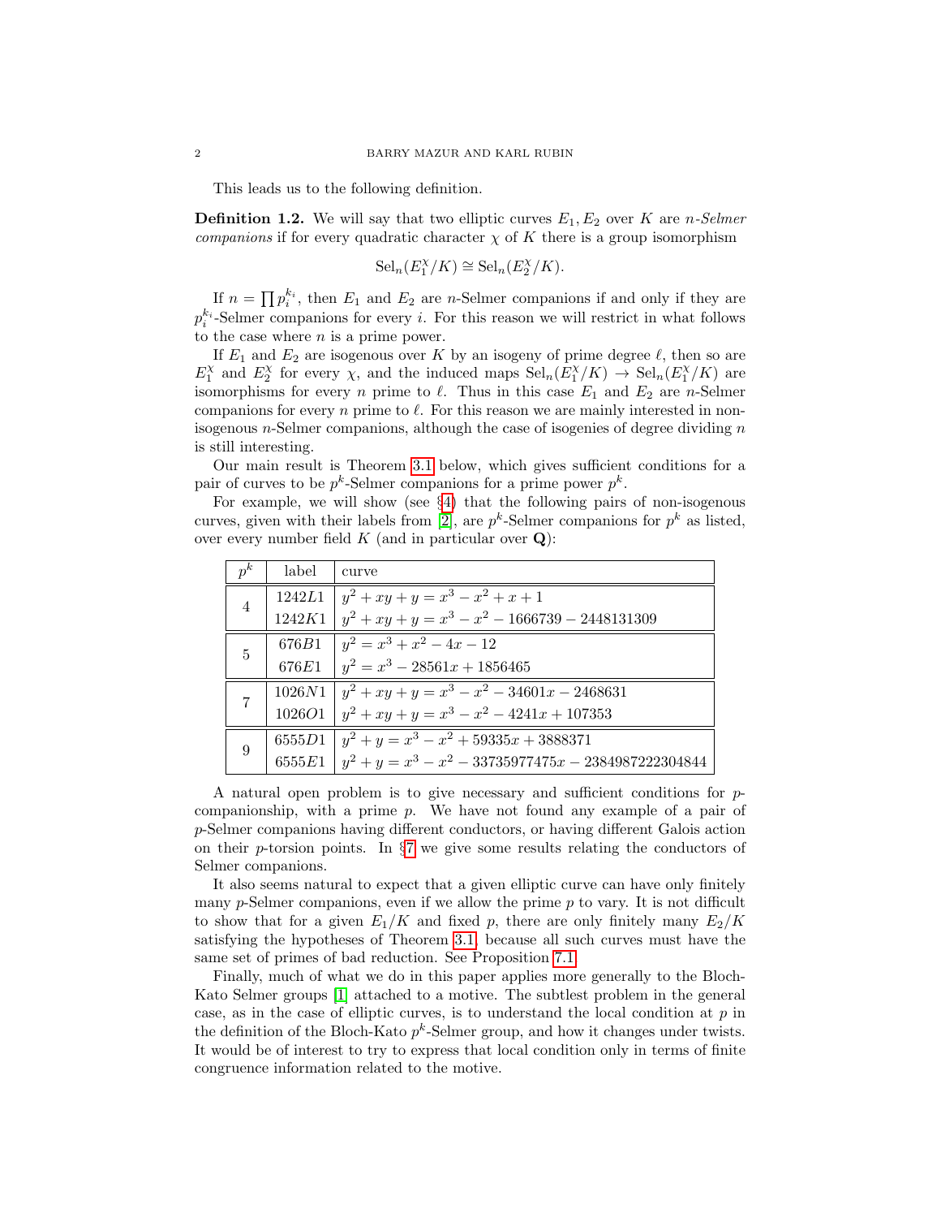This leads us to the following definition.

**Definition 1.2.** We will say that two elliptic curves $E_1, E_2$ over $K$ are *$n$-Selmer companions* if for every quadratic character $\chi$ of $K$ there is a group isomorphism

$$\mathrm{Sel}_n(E_1^\chi/K) \cong \mathrm{Sel}_n(E_2^\chi/K).$$

If $n = \prod p_i^{k_i}$, then $E_1$ and $E_2$ are $n$-Selmer companions if and only if they are $p_i^{k_i}$-Selmer companions for every $i$. For this reason we will restrict in what follows to the case where $n$ is a prime power.

If $E_1$ and $E_2$ are isogenous over $K$ by an isogeny of prime degree $\ell$, then so are $E_1^\chi$ and $E_2^\chi$ for every $\chi$, and the induced maps $\mathrm{Sel}_n(E_1^\chi/K) \to \mathrm{Sel}_n(E_1^\chi/K)$ are isomorphisms for every $n$ prime to $\ell$. Thus in this case $E_1$ and $E_2$ are $n$-Selmer companions for every $n$ prime to $\ell$. For this reason we are mainly interested in non-isogenous $n$-Selmer companions, although the case of isogenies of degree dividing $n$ is still interesting.

Our main result is Theorem 3.1 below, which gives sufficient conditions for a pair of curves to be $p^k$-Selmer companions for a prime power $p^k$.

For example, we will show (see §4) that the following pairs of non-isogenous curves, given with their labels from [2], are $p^k$-Selmer companions for $p^k$ as listed, over every number field $K$ (and in particular over $\mathbf{Q}$):

| $p^k$ | label | curve |
|---|---|---|
| 4 | 1242$L$1 | $y^2 + xy + y = x^3 - x^2 + x + 1$ |
| | 1242$K$1 | $y^2 + xy + y = x^3 - x^2 - 1666739 - 2448131309$ |
| 5 | 676$B$1 | $y^2 = x^3 + x^2 - 4x - 12$ |
| | 676$E$1 | $y^2 = x^3 - 28561x + 1856465$ |
| 7 | 1026$N$1 | $y^2 + xy + y = x^3 - x^2 - 34601x - 2468631$ |
| | 1026$O$1 | $y^2 + xy + y = x^3 - x^2 - 4241x + 107353$ |
| 9 | 6555$D$1 | $y^2 + y = x^3 - x^2 + 59335x + 3888371$ |
| | 6555$E$1 | $y^2 + y = x^3 - x^2 - 33735977475x - 2384987222304844$ |

A natural open problem is to give necessary and sufficient conditions for $p$-companionship, with a prime $p$. We have not found any example of a pair of $p$-Selmer companions having different conductors, or having different Galois action on their $p$-torsion points. In §7 we give some results relating the conductors of Selmer companions.

It also seems natural to expect that a given elliptic curve can have only finitely many $p$-Selmer companions, even if we allow the prime $p$ to vary. It is not difficult to show that for a given $E_1/K$ and fixed $p$, there are only finitely many $E_2/K$ satisfying the hypotheses of Theorem 3.1, because all such curves must have the same set of primes of bad reduction. See Proposition 7.1.

Finally, much of what we do in this paper applies more generally to the Bloch-Kato Selmer groups [1] attached to a motive. The subtlest problem in the general case, as in the case of elliptic curves, is to understand the local condition at $p$ in the definition of the Bloch-Kato $p^k$-Selmer group, and how it changes under twists. It would be of interest to try to express that local condition only in terms of finite congruence information related to the motive.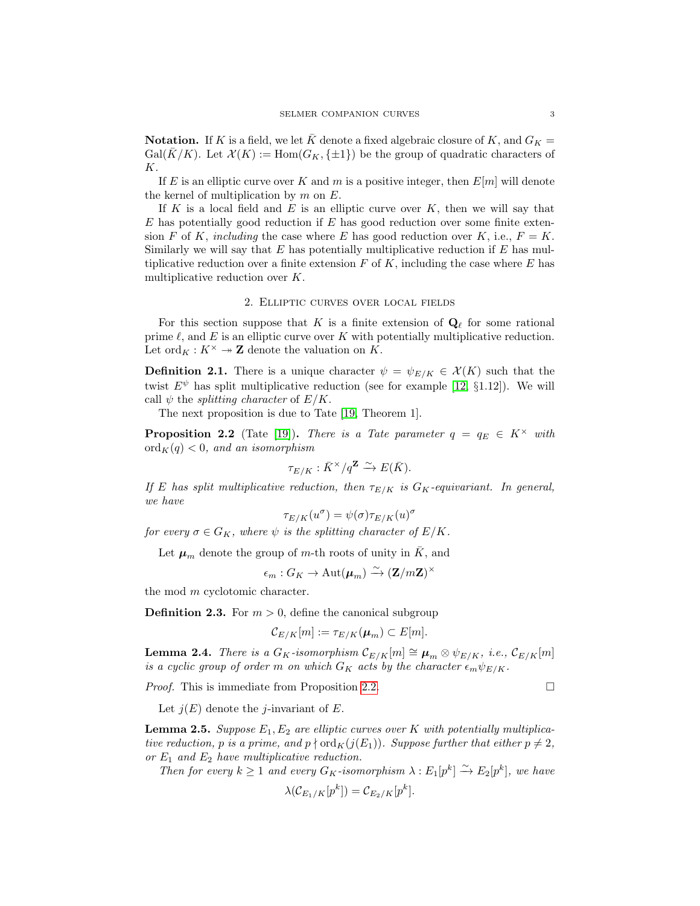**Notation.** If $K$ is a field, we let $\bar{K}$ denote a fixed algebraic closure of $K$, and $G_K = \mathrm{Gal}(\bar{K}/K)$. Let $\mathcal{X}(K) := \mathrm{Hom}(G_K, \{\pm 1\})$ be the group of quadratic characters of $K$.

If $E$ is an elliptic curve over $K$ and $m$ is a positive integer, then $E[m]$ will denote the kernel of multiplication by $m$ on $E$.

If $K$ is a local field and $E$ is an elliptic curve over $K$, then we will say that $E$ has potentially good reduction if $E$ has good reduction over some finite extension $F$ of $K$, *including* the case where $E$ has good reduction over $K$, i.e., $F = K$. Similarly we will say that $E$ has potentially multiplicative reduction if $E$ has multiplicative reduction over a finite extension $F$ of $K$, including the case where $E$ has multiplicative reduction over $K$.

## 2. Elliptic curves over local fields

For this section suppose that $K$ is a finite extension of $\mathbf{Q}_\ell$ for some rational prime $\ell$, and $E$ is an elliptic curve over $K$ with potentially multiplicative reduction. Let $\mathrm{ord}_K : K^\times \twoheadrightarrow \mathbf{Z}$ denote the valuation on $K$.

**Definition 2.1.** There is a unique character $\psi = \psi_{E/K} \in \mathcal{X}(K)$ such that the twist $E^\psi$ has split multiplicative reduction (see for example [12, §1.12]). We will call $\psi$ the *splitting character* of $E/K$.

The next proposition is due to Tate [19, Theorem 1].

**Proposition 2.2** (Tate [19])**.** *There is a Tate parameter $q = q_E \in K^\times$ with $\mathrm{ord}_K(q) < 0$, and an isomorphism*

$$\tau_{E/K} : \bar{K}^\times / q^{\mathbf{Z}} \xrightarrow{\sim} E(\bar{K}).$$

*If $E$ has split multiplicative reduction, then $\tau_{E/K}$ is $G_K$-equivariant. In general, we have*

$$\tau_{E/K}(u^\sigma) = \psi(\sigma)\tau_{E/K}(u)^\sigma$$

*for every $\sigma \in G_K$, where $\psi$ is the splitting character of $E/K$.*

Let $\boldsymbol{\mu}_m$ denote the group of $m$-th roots of unity in $\bar{K}$, and

$$\epsilon_m : G_K \to \mathrm{Aut}(\boldsymbol{\mu}_m) \xrightarrow{\sim} (\mathbf{Z}/m\mathbf{Z})^\times$$

the mod $m$ cyclotomic character.

**Definition 2.3.** For $m > 0$, define the canonical subgroup

$$\mathcal{C}_{E/K}[m] := \tau_{E/K}(\boldsymbol{\mu}_m) \subset E[m].$$

**Lemma 2.4.** *There is a $G_K$-isomorphism $\mathcal{C}_{E/K}[m] \cong \boldsymbol{\mu}_m \otimes \psi_{E/K}$, i.e., $\mathcal{C}_{E/K}[m]$ is a cyclic group of order $m$ on which $G_K$ acts by the character $\epsilon_m \psi_{E/K}$.*

*Proof.* This is immediate from Proposition 2.2. □

Let $j(E)$ denote the $j$-invariant of $E$.

**Lemma 2.5.** *Suppose $E_1, E_2$ are elliptic curves over $K$ with potentially multiplicative reduction, $p$ is a prime, and $p \nmid \mathrm{ord}_K(j(E_1))$. Suppose further that either $p \neq 2$, or $E_1$ and $E_2$ have multiplicative reduction.*

*Then for every $k \geq 1$ and every $G_K$-isomorphism $\lambda : E_1[p^k] \xrightarrow{\sim} E_2[p^k]$, we have*

$$\lambda(\mathcal{C}_{E_1/K}[p^k]) = \mathcal{C}_{E_2/K}[p^k].$$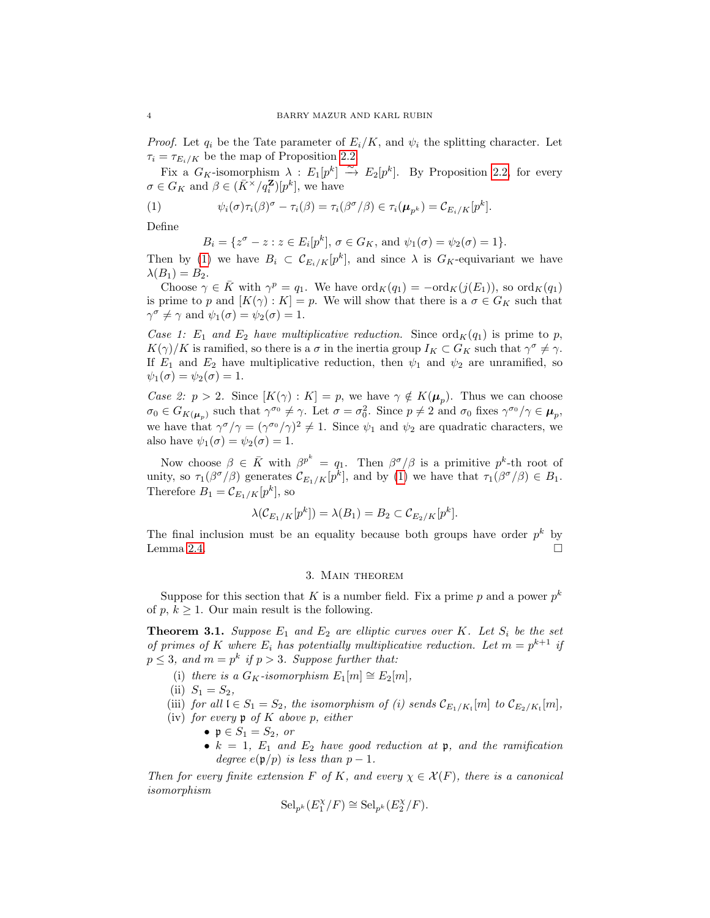*Proof.* Let $q_i$ be the Tate parameter of $E_i/K$, and $\psi_i$ the splitting character. Let $\tau_i = \tau_{E_i/K}$ be the map of Proposition 2.2.

Fix a $G_K$-isomorphism $\lambda : E_1[p^k] \xrightarrow{\sim} E_2[p^k]$. By Proposition 2.2, for every $\sigma \in G_K$ and $\beta \in (\bar{K}^\times/q_i^{\mathbf{Z}})[p^k]$, we have

$$\psi_i(\sigma)\tau_i(\beta)^\sigma - \tau_i(\beta) = \tau_i(\beta^\sigma/\beta) \in \tau_i(\boldsymbol{\mu}_{p^k}) = \mathcal{C}_{E_i/K}[p^k]. \tag{1}$$

Define

$$B_i = \{z^\sigma - z : z \in E_i[p^k],\ \sigma \in G_K, \text{ and } \psi_1(\sigma) = \psi_2(\sigma) = 1\}.$$

Then by (1) we have $B_i \subset \mathcal{C}_{E_i/K}[p^k]$, and since $\lambda$ is $G_K$-equivariant we have $\lambda(B_1) = B_2$.

Choose $\gamma \in \bar{K}$ with $\gamma^p = q_1$. We have $\mathrm{ord}_K(q_1) = -\mathrm{ord}_K(j(E_1))$, so $\mathrm{ord}_K(q_1)$ is prime to $p$ and $[K(\gamma) : K] = p$. We will show that there is a $\sigma \in G_K$ such that $\gamma^\sigma \neq \gamma$ and $\psi_1(\sigma) = \psi_2(\sigma) = 1$.

*Case 1: $E_1$ and $E_2$ have multiplicative reduction.* Since $\mathrm{ord}_K(q_1)$ is prime to $p$, $K(\gamma)/K$ is ramified, so there is a $\sigma$ in the inertia group $I_K \subset G_K$ such that $\gamma^\sigma \neq \gamma$. If $E_1$ and $E_2$ have multiplicative reduction, then $\psi_1$ and $\psi_2$ are unramified, so $\psi_1(\sigma) = \psi_2(\sigma) = 1$.

*Case 2: $p > 2$.* Since $[K(\gamma) : K] = p$, we have $\gamma \notin K(\boldsymbol{\mu}_p)$. Thus we can choose $\sigma_0 \in G_{K(\boldsymbol{\mu}_p)}$ such that $\gamma^{\sigma_0} \neq \gamma$. Let $\sigma = \sigma_0^2$. Since $p \neq 2$ and $\sigma_0$ fixes $\gamma^{\sigma_0}/\gamma \in \boldsymbol{\mu}_p$, we have that $\gamma^\sigma/\gamma = (\gamma^{\sigma_0}/\gamma)^2 \neq 1$. Since $\psi_1$ and $\psi_2$ are quadratic characters, we also have $\psi_1(\sigma) = \psi_2(\sigma) = 1$.

Now choose $\beta \in \bar{K}$ with $\beta^{p^k} = q_1$. Then $\beta^\sigma/\beta$ is a primitive $p^k$-th root of unity, so $\tau_1(\beta^\sigma/\beta)$ generates $\mathcal{C}_{E_1/K}[p^k]$, and by (1) we have that $\tau_1(\beta^\sigma/\beta) \in B_1$. Therefore $B_1 = \mathcal{C}_{E_1/K}[p^k]$, so

$$\lambda(\mathcal{C}_{E_1/K}[p^k]) = \lambda(B_1) = B_2 \subset \mathcal{C}_{E_2/K}[p^k].$$

The final inclusion must be an equality because both groups have order $p^k$ by Lemma 2.4. $\square$

## 3. Main theorem

Suppose for this section that $K$ is a number field. Fix a prime $p$ and a power $p^k$ of $p$, $k \geq 1$. Our main result is the following.

**Theorem 3.1.** *Suppose $E_1$ and $E_2$ are elliptic curves over $K$. Let $S_i$ be the set of primes of $K$ where $E_i$ has potentially multiplicative reduction. Let $m = p^{k+1}$ if $p \leq 3$, and $m = p^k$ if $p > 3$. Suppose further that:*

- (i) *there is a $G_K$-isomorphism $E_1[m] \cong E_2[m]$,*
- (ii) *$S_1 = S_2$,*
- (iii) *for all $\mathfrak{l} \in S_1 = S_2$, the isomorphism of (i) sends $\mathcal{C}_{E_1/K_\mathfrak{l}}[m]$ to $\mathcal{C}_{E_2/K_\mathfrak{l}}[m]$,*
- (iv) *for every $\mathfrak{p}$ of $K$ above $p$, either*
  - *$\mathfrak{p} \in S_1 = S_2$, or*
  - *$k = 1$, $E_1$ and $E_2$ have good reduction at $\mathfrak{p}$, and the ramification degree $e(\mathfrak{p}/p)$ is less than $p - 1$.*

*Then for every finite extension $F$ of $K$, and every $\chi \in \mathcal{X}(F)$, there is a canonical isomorphism*

$$\mathrm{Sel}_{p^k}(E_1^\chi/F) \cong \mathrm{Sel}_{p^k}(E_2^\chi/F).$$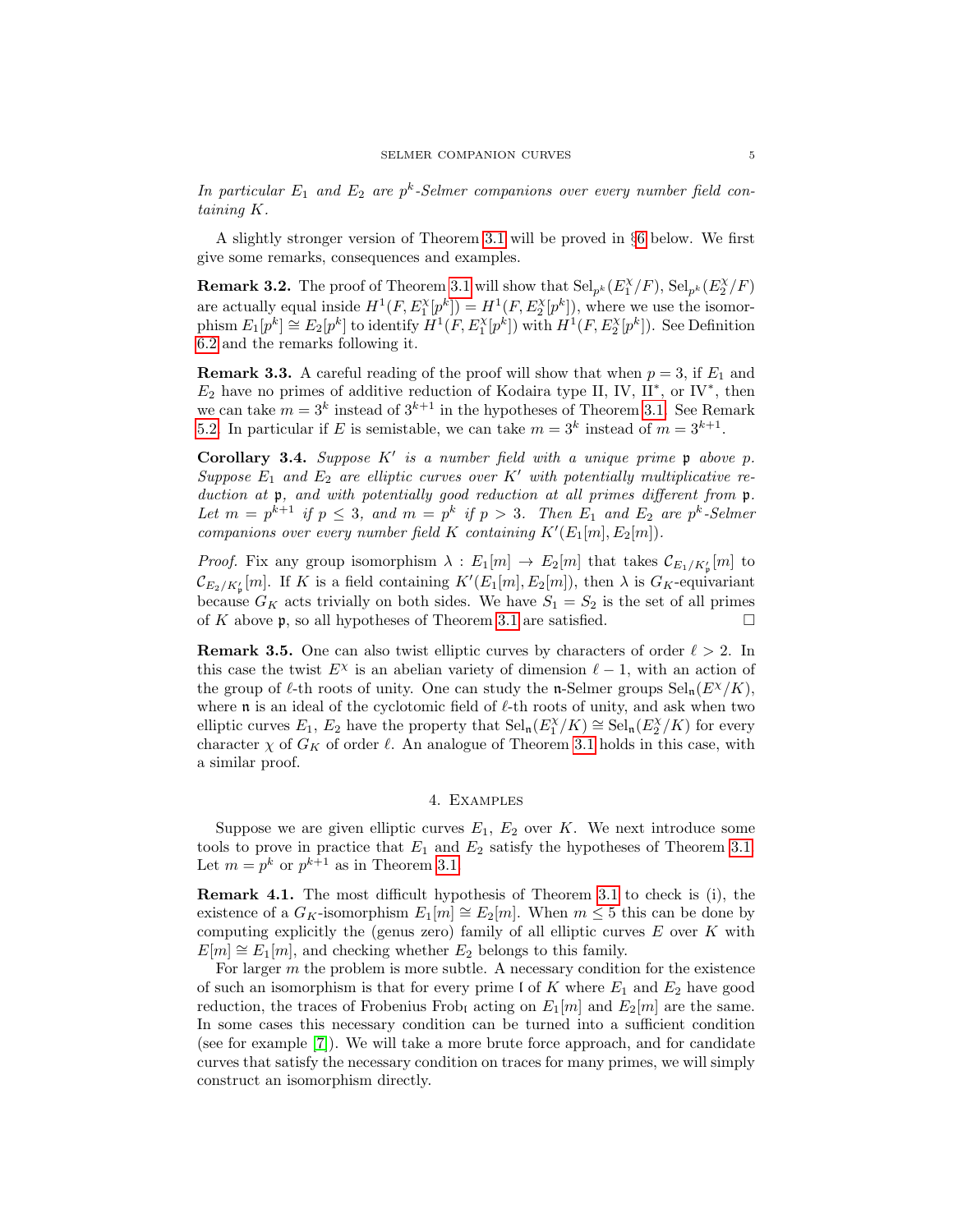*In particular $E_1$ and $E_2$ are $p^k$-Selmer companions over every number field containing $K$.*

A slightly stronger version of Theorem 3.1 will be proved in §6 below. We first give some remarks, consequences and examples.

**Remark 3.2.** The proof of Theorem 3.1 will show that $\mathrm{Sel}_{p^k}(E_1^\chi/F)$, $\mathrm{Sel}_{p^k}(E_2^\chi/F)$ are actually equal inside $H^1(F, E_1^\chi[p^k]) = H^1(F, E_2^\chi[p^k])$, where we use the isomorphism $E_1[p^k] \cong E_2[p^k]$ to identify $H^1(F, E_1^\chi[p^k])$ with $H^1(F, E_2^\chi[p^k])$. See Definition 6.2 and the remarks following it.

**Remark 3.3.** A careful reading of the proof will show that when $p = 3$, if $E_1$ and $E_2$ have no primes of additive reduction of Kodaira type II, IV, II$^*$, or IV$^*$, then we can take $m = 3^k$ instead of $3^{k+1}$ in the hypotheses of Theorem 3.1. See Remark 5.2. In particular if $E$ is semistable, we can take $m = 3^k$ instead of $m = 3^{k+1}$.

**Corollary 3.4.** *Suppose $K'$ is a number field with a unique prime $\mathfrak{p}$ above $p$. Suppose $E_1$ and $E_2$ are elliptic curves over $K'$ with potentially multiplicative reduction at $\mathfrak{p}$, and with potentially good reduction at all primes different from $\mathfrak{p}$. Let $m = p^{k+1}$ if $p \le 3$, and $m = p^k$ if $p > 3$. Then $E_1$ and $E_2$ are $p^k$-Selmer companions over every number field $K$ containing $K'(E_1[m], E_2[m])$.*

*Proof.* Fix any group isomorphism $\lambda : E_1[m] \to E_2[m]$ that takes $\mathcal{C}_{E_1/K'_\mathfrak{p}}[m]$ to $\mathcal{C}_{E_2/K'_\mathfrak{p}}[m]$. If $K$ is a field containing $K'(E_1[m], E_2[m])$, then $\lambda$ is $G_K$-equivariant because $G_K$ acts trivially on both sides. We have $S_1 = S_2$ is the set of all primes of $K$ above $\mathfrak{p}$, so all hypotheses of Theorem 3.1 are satisfied. □

**Remark 3.5.** One can also twist elliptic curves by characters of order $\ell > 2$. In this case the twist $E^\chi$ is an abelian variety of dimension $\ell - 1$, with an action of the group of $\ell$-th roots of unity. One can study the $\mathfrak{n}$-Selmer groups $\mathrm{Sel}_\mathfrak{n}(E^\chi/K)$, where $\mathfrak{n}$ is an ideal of the cyclotomic field of $\ell$-th roots of unity, and ask when two elliptic curves $E_1$, $E_2$ have the property that $\mathrm{Sel}_\mathfrak{n}(E_1^\chi/K) \cong \mathrm{Sel}_\mathfrak{n}(E_2^\chi/K)$ for every character $\chi$ of $G_K$ of order $\ell$. An analogue of Theorem 3.1 holds in this case, with a similar proof.

## 4. Examples

Suppose we are given elliptic curves $E_1$, $E_2$ over $K$. We next introduce some tools to prove in practice that $E_1$ and $E_2$ satisfy the hypotheses of Theorem 3.1. Let $m = p^k$ or $p^{k+1}$ as in Theorem 3.1.

**Remark 4.1.** The most difficult hypothesis of Theorem 3.1 to check is (i), the existence of a $G_K$-isomorphism $E_1[m] \cong E_2[m]$. When $m \le 5$ this can be done by computing explicitly the (genus zero) family of all elliptic curves $E$ over $K$ with $E[m] \cong E_1[m]$, and checking whether $E_2$ belongs to this family.

For larger $m$ the problem is more subtle. A necessary condition for the existence of such an isomorphism is that for every prime $\mathfrak{l}$ of $K$ where $E_1$ and $E_2$ have good reduction, the traces of Frobenius $\mathrm{Frob}_\mathfrak{l}$ acting on $E_1[m]$ and $E_2[m]$ are the same. In some cases this necessary condition can be turned into a sufficient condition (see for example [7]). We will take a more brute force approach, and for candidate curves that satisfy the necessary condition on traces for many primes, we will simply construct an isomorphism directly.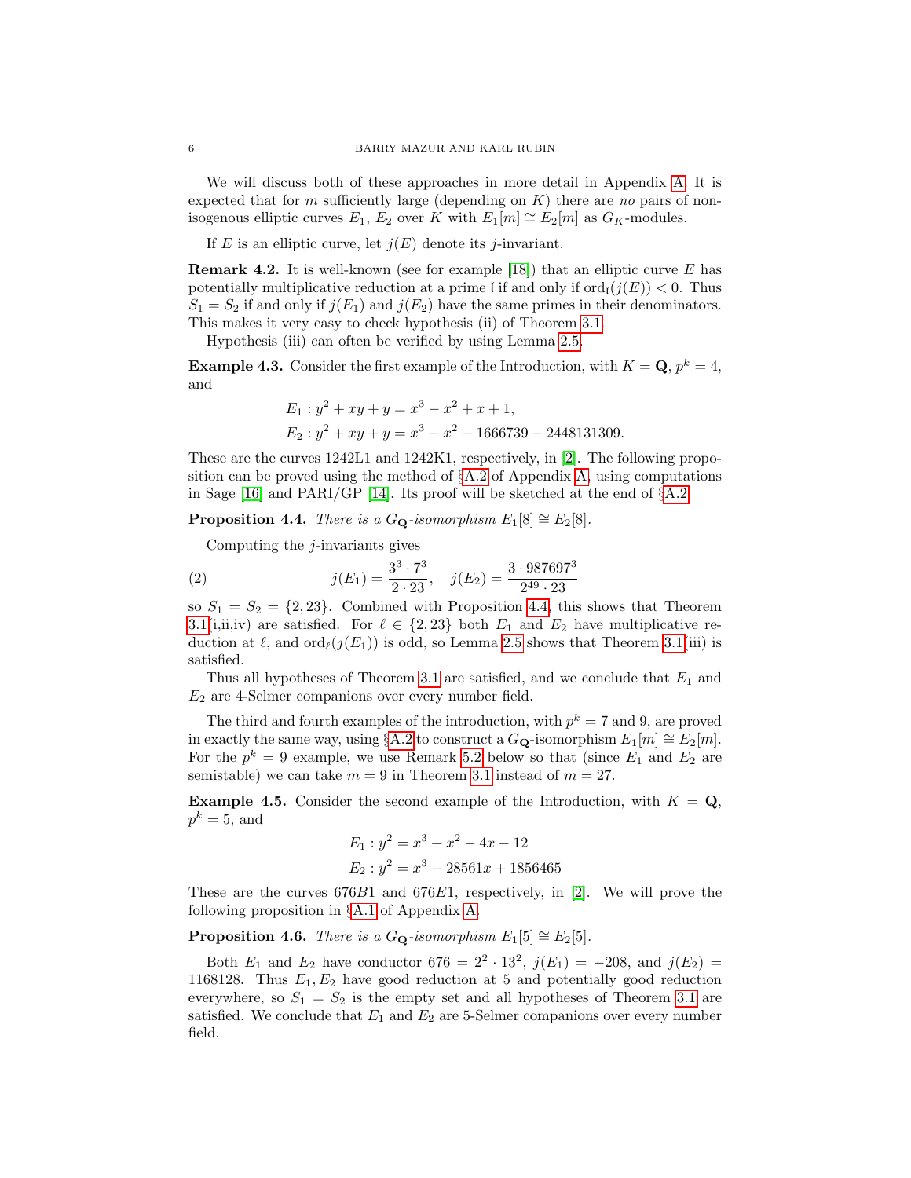We will discuss both of these approaches in more detail in Appendix A. It is expected that for $m$ sufficiently large (depending on $K$) there are *no* pairs of non-isogenous elliptic curves $E_1$, $E_2$ over $K$ with $E_1[m] \cong E_2[m]$ as $G_K$-modules.

If $E$ is an elliptic curve, let $j(E)$ denote its $j$-invariant.

**Remark 4.2.** It is well-known (see for example [18]) that an elliptic curve $E$ has potentially multiplicative reduction at a prime $\mathfrak{l}$ if and only if $\mathrm{ord}_{\mathfrak{l}}(j(E)) < 0$. Thus $S_1 = S_2$ if and only if $j(E_1)$ and $j(E_2)$ have the same primes in their denominators. This makes it very easy to check hypothesis (ii) of Theorem 3.1.

Hypothesis (iii) can often be verified by using Lemma 2.5.

**Example 4.3.** Consider the first example of the Introduction, with $K = \mathbf{Q}$, $p^k = 4$, and

$$E_1 : y^2 + xy + y = x^3 - x^2 + x + 1,$$
$$E_2 : y^2 + xy + y = x^3 - x^2 - 1666739 - 2448131309.$$

These are the curves 1242L1 and 1242K1, respectively, in [2]. The following proposition can be proved using the method of §A.2 of Appendix A, using computations in Sage [16] and PARI/GP [14]. Its proof will be sketched at the end of §A.2.

**Proposition 4.4.** *There is a $G_{\mathbf{Q}}$-isomorphism $E_1[8] \cong E_2[8]$.*

Computing the $j$-invariants gives

$$j(E_1) = \frac{3^3 \cdot 7^3}{2 \cdot 23}, \quad j(E_2) = \frac{3 \cdot 987697^3}{2^{49} \cdot 23} \tag{2}$$

so $S_1 = S_2 = \{2, 23\}$. Combined with Proposition 4.4, this shows that Theorem 3.1(i,ii,iv) are satisfied. For $\ell \in \{2, 23\}$ both $E_1$ and $E_2$ have multiplicative reduction at $\ell$, and $\mathrm{ord}_\ell(j(E_1))$ is odd, so Lemma 2.5 shows that Theorem 3.1(iii) is satisfied.

Thus all hypotheses of Theorem 3.1 are satisfied, and we conclude that $E_1$ and $E_2$ are 4-Selmer companions over every number field.

The third and fourth examples of the introduction, with $p^k = 7$ and 9, are proved in exactly the same way, using §A.2 to construct a $G_{\mathbf{Q}}$-isomorphism $E_1[m] \cong E_2[m]$. For the $p^k = 9$ example, we use Remark 5.2 below so that (since $E_1$ and $E_2$ are semistable) we can take $m = 9$ in Theorem 3.1 instead of $m = 27$.

**Example 4.5.** Consider the second example of the Introduction, with $K = \mathbf{Q}$, $p^k = 5$, and

$$E_1 : y^2 = x^3 + x^2 - 4x - 12$$
$$E_2 : y^2 = x^3 - 28561x + 1856465$$

These are the curves $676B1$ and $676E1$, respectively, in [2]. We will prove the following proposition in §A.1 of Appendix A.

**Proposition 4.6.** *There is a $G_{\mathbf{Q}}$-isomorphism $E_1[5] \cong E_2[5]$.*

Both $E_1$ and $E_2$ have conductor $676 = 2^2 \cdot 13^2$, $j(E_1) = -208$, and $j(E_2) = 1168128$. Thus $E_1, E_2$ have good reduction at 5 and potentially good reduction everywhere, so $S_1 = S_2$ is the empty set and all hypotheses of Theorem 3.1 are satisfied. We conclude that $E_1$ and $E_2$ are 5-Selmer companions over every number field.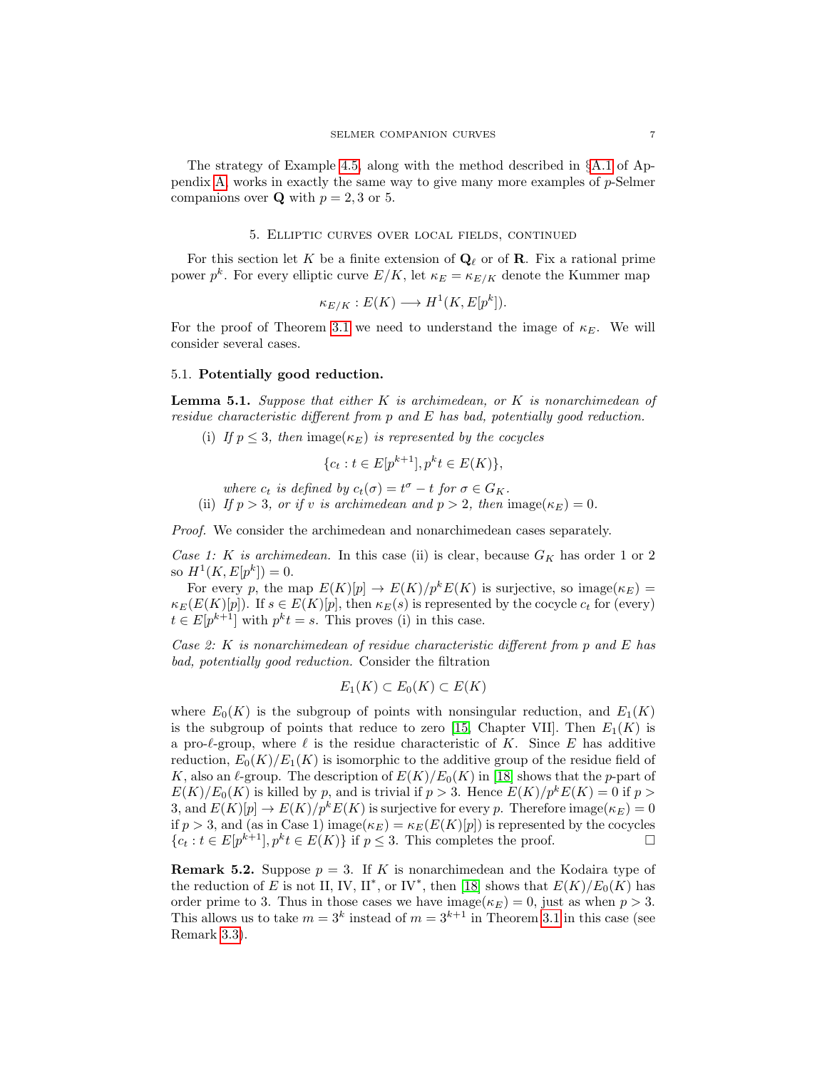The strategy of Example 4.5, along with the method described in §A.1 of Appendix A, works in exactly the same way to give many more examples of $p$-Selmer companions over $\mathbf{Q}$ with $p = 2, 3$ or $5$.

## 5. Elliptic curves over local fields, continued

For this section let $K$ be a finite extension of $\mathbf{Q}_\ell$ or of $\mathbf{R}$. Fix a rational prime power $p^k$. For every elliptic curve $E/K$, let $\kappa_E = \kappa_{E/K}$ denote the Kummer map

$$\kappa_{E/K} : E(K) \longrightarrow H^1(K, E[p^k]).$$

For the proof of Theorem 3.1 we need to understand the image of $\kappa_E$. We will consider several cases.

### 5.1. Potentially good reduction.

**Lemma 5.1.** *Suppose that either $K$ is archimedean, or $K$ is nonarchimedean of residue characteristic different from $p$ and $E$ has bad, potentially good reduction.*

(i) *If $p \le 3$, then* $\mathrm{image}(\kappa_E)$ *is represented by the cocycles*

$$\{c_t : t \in E[p^{k+1}], p^k t \in E(K)\},$$

*where $c_t$ is defined by $c_t(\sigma) = t^\sigma - t$ for $\sigma \in G_K$.*

(ii) *If $p > 3$, or if $v$ is archimedean and $p > 2$, then* $\mathrm{image}(\kappa_E) = 0$.

*Proof.* We consider the archimedean and nonarchimedean cases separately.

*Case 1: $K$ is archimedean.* In this case (ii) is clear, because $G_K$ has order 1 or 2 so $H^1(K, E[p^k]) = 0$.

For every $p$, the map $E(K)[p] \to E(K)/p^k E(K)$ is surjective, so $\mathrm{image}(\kappa_E) = \kappa_E(E(K)[p])$. If $s \in E(K)[p]$, then $\kappa_E(s)$ is represented by the cocycle $c_t$ for (every) $t \in E[p^{k+1}]$ with $p^k t = s$. This proves (i) in this case.

*Case 2: $K$ is nonarchimedean of residue characteristic different from $p$ and $E$ has bad, potentially good reduction.* Consider the filtration

$$E_1(K) \subset E_0(K) \subset E(K)$$

where $E_0(K)$ is the subgroup of points with nonsingular reduction, and $E_1(K)$ is the subgroup of points that reduce to zero [15, Chapter VII]. Then $E_1(K)$ is a pro-$\ell$-group, where $\ell$ is the residue characteristic of $K$. Since $E$ has additive reduction, $E_0(K)/E_1(K)$ is isomorphic to the additive group of the residue field of $K$, also an $\ell$-group. The description of $E(K)/E_0(K)$ in [18] shows that the $p$-part of $E(K)/E_0(K)$ is killed by $p$, and is trivial if $p > 3$. Hence $E(K)/p^k E(K) = 0$ if $p > 3$, and $E(K)[p] \to E(K)/p^k E(K)$ is surjective for every $p$. Therefore $\mathrm{image}(\kappa_E) = 0$ if $p > 3$, and (as in Case 1) $\mathrm{image}(\kappa_E) = \kappa_E(E(K)[p])$ is represented by the cocycles $\{c_t : t \in E[p^{k+1}], p^k t \in E(K)\}$ if $p \le 3$. This completes the proof. □

**Remark 5.2.** Suppose $p = 3$. If $K$ is nonarchimedean and the Kodaira type of the reduction of $E$ is not II, IV, II$^*$, or IV$^*$, then [18] shows that $E(K)/E_0(K)$ has order prime to 3. Thus in those cases we have $\mathrm{image}(\kappa_E) = 0$, just as when $p > 3$. This allows us to take $m = 3^k$ instead of $m = 3^{k+1}$ in Theorem 3.1 in this case (see Remark 3.3).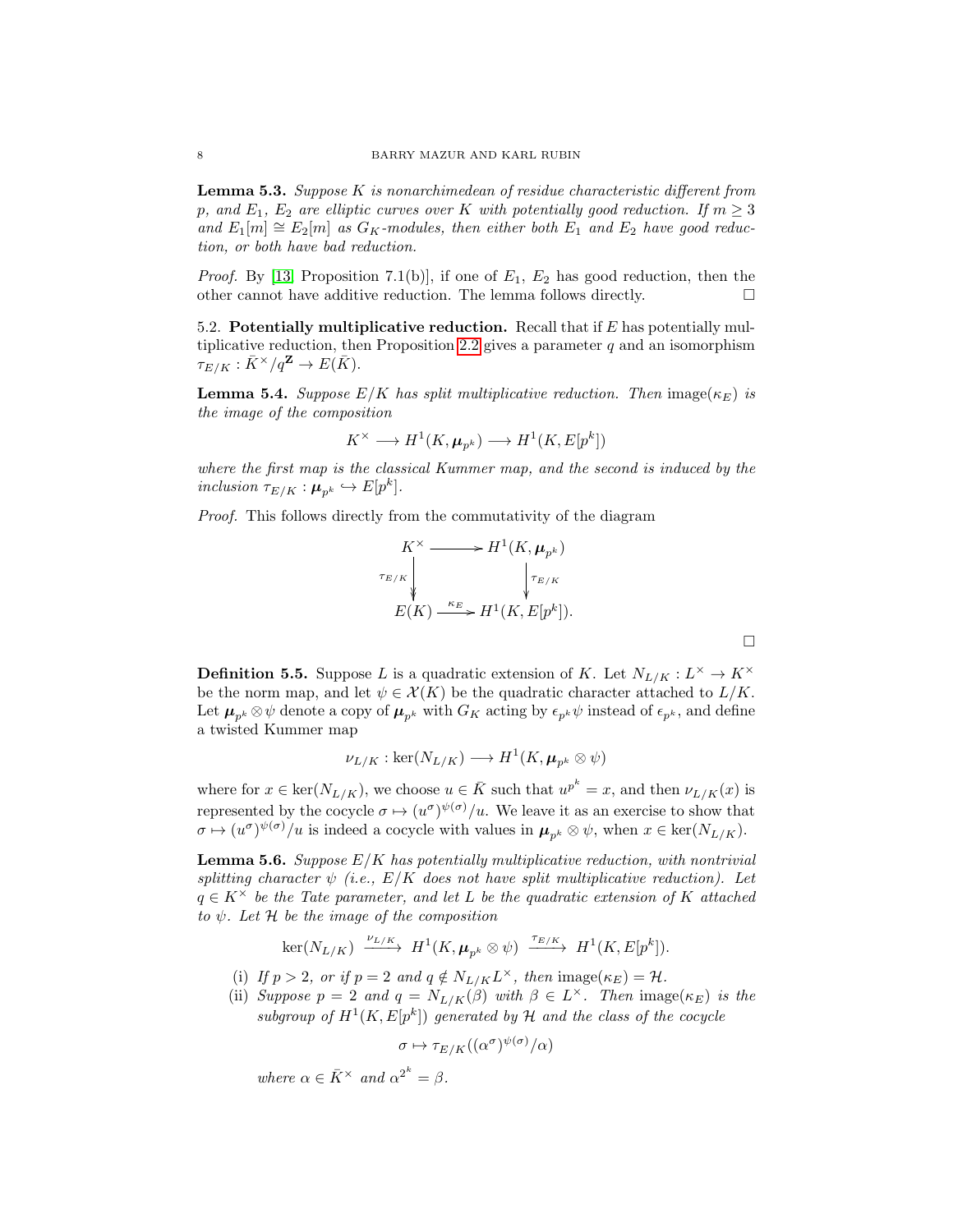**Lemma 5.3.** *Suppose $K$ is nonarchimedean of residue characteristic different from $p$, and $E_1$, $E_2$ are elliptic curves over $K$ with potentially good reduction. If $m \geq 3$ and $E_1[m] \cong E_2[m]$ as $G_K$-modules, then either both $E_1$ and $E_2$ have good reduction, or both have bad reduction.*

*Proof.* By [13] Proposition 7.1(b)], if one of $E_1$, $E_2$ has good reduction, then the other cannot have additive reduction. The lemma follows directly. □

## 5.2. Potentially multiplicative reduction.

Recall that if $E$ has potentially multiplicative reduction, then Proposition 2.2 gives a parameter $q$ and an isomorphism $\tau_{E/K} : \bar{K}^\times / q^{\mathbf{Z}} \to E(\bar{K})$.

**Lemma 5.4.** *Suppose $E/K$ has split multiplicative reduction. Then $\mathrm{image}(\kappa_E)$ is the image of the composition*

$$K^\times \longrightarrow H^1(K, \boldsymbol{\mu}_{p^k}) \longrightarrow H^1(K, E[p^k])$$

*where the first map is the classical Kummer map, and the second is induced by the inclusion $\tau_{E/K} : \boldsymbol{\mu}_{p^k} \hookrightarrow E[p^k]$.*

*Proof.* This follows directly from the commutativity of the diagram

$$\begin{array}{ccc} K^\times & \longrightarrow & H^1(K, \boldsymbol{\mu}_{p^k}) \\ \downarrow{\scriptstyle \tau_{E/K}} & & \downarrow{\scriptstyle \tau_{E/K}} \\ E(K) & \xrightarrow{\kappa_E} & H^1(K, E[p^k]). \end{array}$$

□

**Definition 5.5.** Suppose $L$ is a quadratic extension of $K$. Let $N_{L/K} : L^\times \to K^\times$ be the norm map, and let $\psi \in \mathcal{X}(K)$ be the quadratic character attached to $L/K$. Let $\boldsymbol{\mu}_{p^k} \otimes \psi$ denote a copy of $\boldsymbol{\mu}_{p^k}$ with $G_K$ acting by $\epsilon_{p^k}\psi$ instead of $\epsilon_{p^k}$, and define a twisted Kummer map

$$\nu_{L/K} : \ker(N_{L/K}) \longrightarrow H^1(K, \boldsymbol{\mu}_{p^k} \otimes \psi)$$

where for $x \in \ker(N_{L/K})$, we choose $u \in \bar{K}$ such that $u^{p^k} = x$, and then $\nu_{L/K}(x)$ is represented by the cocycle $\sigma \mapsto (u^\sigma)^{\psi(\sigma)}/u$. We leave it as an exercise to show that $\sigma \mapsto (u^\sigma)^{\psi(\sigma)}/u$ is indeed a cocycle with values in $\boldsymbol{\mu}_{p^k} \otimes \psi$, when $x \in \ker(N_{L/K})$.

**Lemma 5.6.** *Suppose $E/K$ has potentially multiplicative reduction, with nontrivial splitting character $\psi$ (i.e., $E/K$ does not have split multiplicative reduction). Let $q \in K^\times$ be the Tate parameter, and let $L$ be the quadratic extension of $K$ attached to $\psi$. Let $\mathcal{H}$ be the image of the composition*

$$\ker(N_{L/K}) \xrightarrow{\nu_{L/K}} H^1(K, \boldsymbol{\mu}_{p^k} \otimes \psi) \xrightarrow{\tau_{E/K}} H^1(K, E[p^k]).$$

(i) *If $p > 2$, or if $p = 2$ and $q \notin N_{L/K} L^\times$, then $\mathrm{image}(\kappa_E) = \mathcal{H}$.*

(ii) *Suppose $p = 2$ and $q = N_{L/K}(\beta)$ with $\beta \in L^\times$. Then $\mathrm{image}(\kappa_E)$ is the subgroup of $H^1(K, E[p^k])$ generated by $\mathcal{H}$ and the class of the cocycle*

$$\sigma \mapsto \tau_{E/K}((\alpha^\sigma)^{\psi(\sigma)}/\alpha)$$

*where $\alpha \in \bar{K}^\times$ and $\alpha^{2^k} = \beta$.*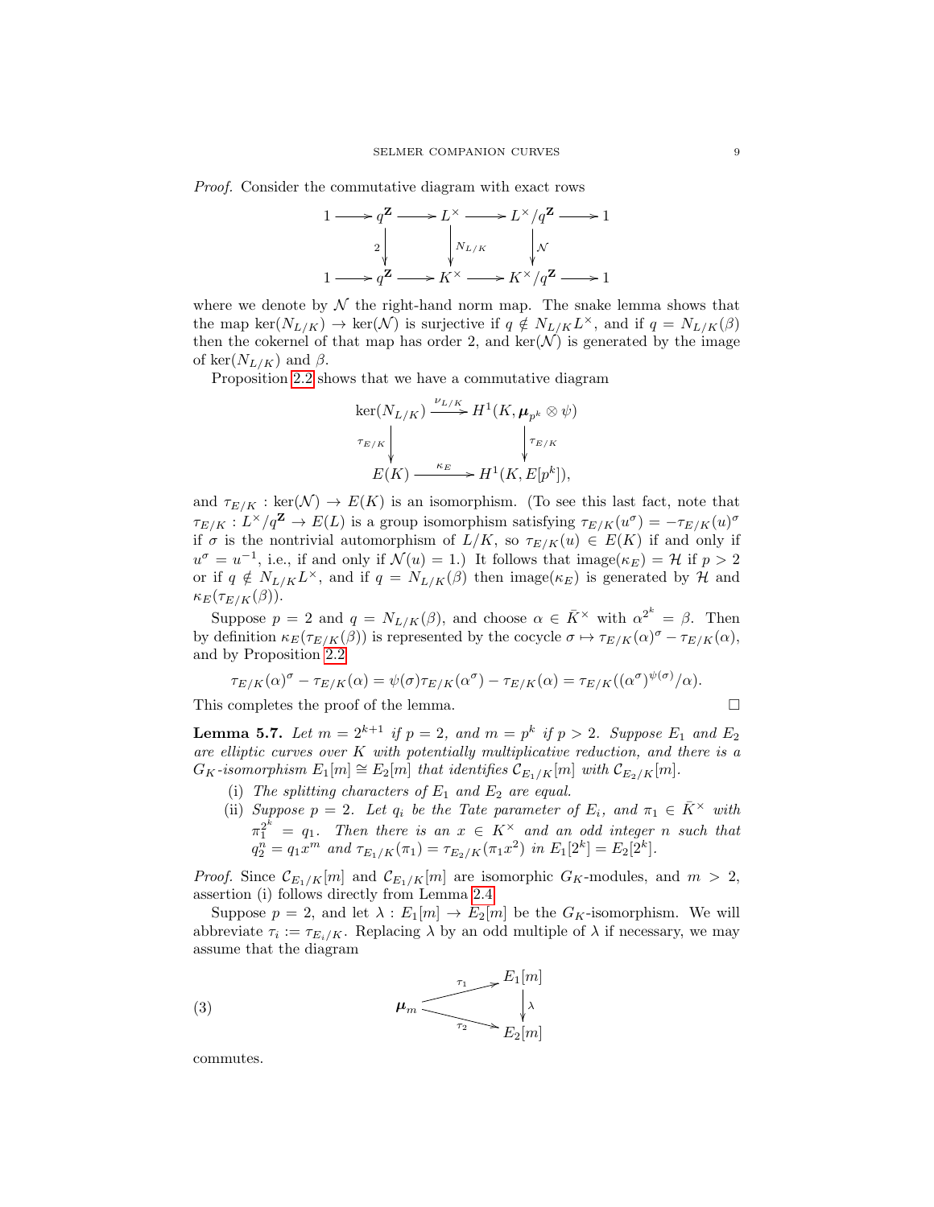*Proof.* Consider the commutative diagram with exact rows

$$\begin{array}{ccccccccc} 1 & \longrightarrow & q^{\mathbf{Z}} & \longrightarrow & L^\times & \longrightarrow & L^\times/q^{\mathbf{Z}} & \longrightarrow & 1 \\ & & \big\downarrow{\scriptstyle 2} & & \big\downarrow{\scriptstyle N_{L/K}} & & \big\downarrow{\scriptstyle \mathcal{N}} & & \\ 1 & \longrightarrow & q^{\mathbf{Z}} & \longrightarrow & K^\times & \longrightarrow & K^\times/q^{\mathbf{Z}} & \longrightarrow & 1 \end{array}$$

where we denote by $\mathcal{N}$ the right-hand norm map. The snake lemma shows that the map $\ker(N_{L/K}) \to \ker(\mathcal{N})$ is surjective if $q \notin N_{L/K}L^\times$, and if $q = N_{L/K}(\beta)$ then the cokernel of that map has order 2, and $\ker(\mathcal{N})$ is generated by the image of $\ker(N_{L/K})$ and $\beta$.

Proposition 2.2 shows that we have a commutative diagram

$$\begin{array}{ccc} \ker(N_{L/K}) & \xrightarrow{\nu_{L/K}} & H^1(K, \boldsymbol{\mu}_{p^k} \otimes \psi) \\ \big\downarrow{\scriptstyle \tau_{E/K}} & & \big\downarrow{\scriptstyle \tau_{E/K}} \\ E(K) & \xrightarrow{\kappa_E} & H^1(K, E[p^k]), \end{array}$$

and $\tau_{E/K} : \ker(\mathcal{N}) \to E(K)$ is an isomorphism. (To see this last fact, note that $\tau_{E/K} : L^\times/q^{\mathbf{Z}} \to E(L)$ is a group isomorphism satisfying $\tau_{E/K}(u^\sigma) = -\tau_{E/K}(u)^\sigma$ if $\sigma$ is the nontrivial automorphism of $L/K$, so $\tau_{E/K}(u) \in E(K)$ if and only if $u^\sigma = u^{-1}$, i.e., if and only if $\mathcal{N}(u) = 1$.) It follows that $\mathrm{image}(\kappa_E) = \mathcal{H}$ if $p > 2$ or if $q \notin N_{L/K}L^\times$, and if $q = N_{L/K}(\beta)$ then $\mathrm{image}(\kappa_E)$ is generated by $\mathcal{H}$ and $\kappa_E(\tau_{E/K}(\beta))$.

Suppose $p = 2$ and $q = N_{L/K}(\beta)$, and choose $\alpha \in \bar{K}^\times$ with $\alpha^{2^k} = \beta$. Then by definition $\kappa_E(\tau_{E/K}(\beta))$ is represented by the cocycle $\sigma \mapsto \tau_{E/K}(\alpha)^\sigma - \tau_{E/K}(\alpha)$, and by Proposition 2.2

$$\tau_{E/K}(\alpha)^\sigma - \tau_{E/K}(\alpha) = \psi(\sigma)\tau_{E/K}(\alpha^\sigma) - \tau_{E/K}(\alpha) = \tau_{E/K}((\alpha^\sigma)^{\psi(\sigma)}/\alpha).$$

This completes the proof of the lemma. $\square$

**Lemma 5.7.** *Let $m = 2^{k+1}$ if $p = 2$, and $m = p^k$ if $p > 2$. Suppose $E_1$ and $E_2$ are elliptic curves over $K$ with potentially multiplicative reduction, and there is a $G_K$-isomorphism $E_1[m] \cong E_2[m]$ that identifies $\mathcal{C}_{E_1/K}[m]$ with $\mathcal{C}_{E_2/K}[m]$.*

(i) *The splitting characters of $E_1$ and $E_2$ are equal.*

(ii) *Suppose $p = 2$. Let $q_i$ be the Tate parameter of $E_i$, and $\pi_1 \in \bar{K}^\times$ with $\pi_1^{2^k} = q_1$. Then there is an $x \in K^\times$ and an odd integer $n$ such that $q_2^n = q_1 x^m$ and $\tau_{E_1/K}(\pi_1) = \tau_{E_2/K}(\pi_1 x^2)$ in $E_1[2^k] = E_2[2^k]$.*

*Proof.* Since $\mathcal{C}_{E_1/K}[m]$ and $\mathcal{C}_{E_1/K}[m]$ are isomorphic $G_K$-modules, and $m > 2$, assertion (i) follows directly from Lemma 2.4.

Suppose $p = 2$, and let $\lambda : E_1[m] \to E_2[m]$ be the $G_K$-isomorphism. We will abbreviate $\tau_i := \tau_{E_i/K}$. Replacing $\lambda$ by an odd multiple of $\lambda$ if necessary, we may assume that the diagram

$$(3) \qquad \begin{array}{ccc} & \overset{\tau_1}{\nearrow} & E_1[m] \\ \boldsymbol{\mu}_m & & \big\downarrow{\scriptstyle \lambda} \\ & \underset{\tau_2}{\searrow} & E_2[m] \end{array}$$

commutes.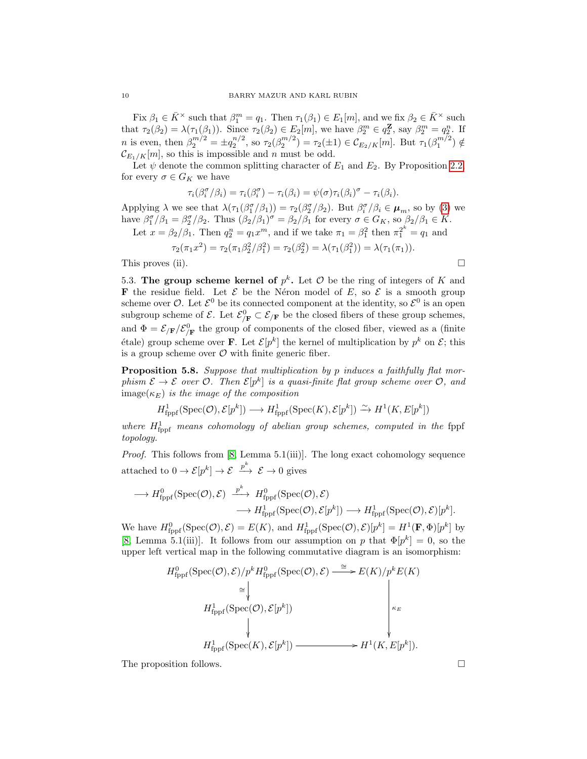Fix $\beta_1 \in \bar{K}^\times$ such that $\beta_1^m = q_1$. Then $\tau_1(\beta_1) \in E_1[m]$, and we fix $\beta_2 \in \bar{K}^\times$ such that $\tau_2(\beta_2) = \lambda(\tau_1(\beta_1))$. Since $\tau_2(\beta_2) \in E_2[m]$, we have $\beta_2^m \in q_2^{\mathbf{Z}}$, say $\beta_2^m = q_2^n$. If $n$ is even, then $\beta_2^{m/2} = \pm q_2^{n/2}$, so $\tau_2(\beta_2^{m/2}) = \tau_2(\pm 1) \in \mathcal{C}_{E_2/K}[m]$. But $\tau_1(\beta_1^{m/2}) \notin \mathcal{C}_{E_1/K}[m]$, so this is impossible and $n$ must be odd.

Let $\psi$ denote the common splitting character of $E_1$ and $E_2$. By Proposition 2.2, for every $\sigma \in G_K$ we have

$$\tau_i(\beta_i^\sigma/\beta_i) = \tau_i(\beta_i^\sigma) - \tau_i(\beta_i) = \psi(\sigma)\tau_i(\beta_i)^\sigma - \tau_i(\beta_i).$$

Applying $\lambda$ we see that $\lambda(\tau_1(\beta_1^\sigma/\beta_1)) = \tau_2(\beta_2^\sigma/\beta_2)$. But $\beta_i^\sigma/\beta_i \in \boldsymbol{\mu}_m$, so by (3) we have $\beta_1^\sigma/\beta_1 = \beta_2^\sigma/\beta_2$. Thus $(\beta_2/\beta_1)^\sigma = \beta_2/\beta_1$ for every $\sigma \in G_K$, so $\beta_2/\beta_1 \in K$.

Let $x = \beta_2/\beta_1$. Then $q_2^n = q_1 x^m$, and if we take $\pi_1 = \beta_1^2$ then $\pi_1^{2^k} = q_1$ and

$$\tau_2(\pi_1 x^2) = \tau_2(\pi_1\beta_2^2/\beta_1^2) = \tau_2(\beta_2^2) = \lambda(\tau_1(\beta_1^2)) = \lambda(\tau_1(\pi_1)).$$

This proves (ii). $\square$

5.3. **The group scheme kernel of $p^k$.** Let $\mathcal{O}$ be the ring of integers of $K$ and $\mathbf{F}$ the residue field. Let $\mathcal{E}$ be the Néron model of $E$, so $\mathcal{E}$ is a smooth group scheme over $\mathcal{O}$. Let $\mathcal{E}^0$ be its connected component at the identity, so $\mathcal{E}^0$ is an open subgroup scheme of $\mathcal{E}$. Let $\mathcal{E}^0_{/\mathbf{F}} \subset \mathcal{E}_{/\mathbf{F}}$ be the closed fibers of these group schemes, and $\Phi = \mathcal{E}_{/\mathbf{F}}/\mathcal{E}^0_{/\mathbf{F}}$ the group of components of the closed fiber, viewed as a (finite étale) group scheme over $\mathbf{F}$. Let $\mathcal{E}[p^k]$ the kernel of multiplication by $p^k$ on $\mathcal{E}$; this is a group scheme over $\mathcal{O}$ with finite generic fiber.

**Proposition 5.8.** *Suppose that multiplication by $p$ induces a faithfully flat morphism $\mathcal{E} \to \mathcal{E}$ over $\mathcal{O}$. Then $\mathcal{E}[p^k]$ is a quasi-finite flat group scheme over $\mathcal{O}$, and* $\mathrm{image}(\kappa_E)$ *is the image of the composition*

$$H^1_{\mathrm{fppf}}(\mathrm{Spec}(\mathcal{O}), \mathcal{E}[p^k]) \longrightarrow H^1_{\mathrm{fppf}}(\mathrm{Spec}(K), \mathcal{E}[p^k]) \xrightarrow{\sim} H^1(K, E[p^k])$$

*where $H^1_{\mathrm{fppf}}$ means cohomology of abelian group schemes, computed in the* fppf *topology.*

*Proof.* This follows from [8, Lemma 5.1(iii)]. The long exact cohomology sequence attached to $0 \to \mathcal{E}[p^k] \to \mathcal{E} \xrightarrow{p^k} \mathcal{E} \to 0$ gives

$$\begin{aligned} \longrightarrow H^0_{\mathrm{fppf}}(\mathrm{Spec}(\mathcal{O}), \mathcal{E}) &\xrightarrow{p^k} H^0_{\mathrm{fppf}}(\mathrm{Spec}(\mathcal{O}), \mathcal{E}) \\ &\longrightarrow H^1_{\mathrm{fppf}}(\mathrm{Spec}(\mathcal{O}), \mathcal{E}[p^k]) \longrightarrow H^1_{\mathrm{fppf}}(\mathrm{Spec}(\mathcal{O}), \mathcal{E})[p^k]. \end{aligned}$$

We have $H^0_{\mathrm{fppf}}(\mathrm{Spec}(\mathcal{O}), \mathcal{E}) = E(K)$, and $H^1_{\mathrm{fppf}}(\mathrm{Spec}(\mathcal{O}), \mathcal{E})[p^k] = H^1(\mathbf{F}, \Phi)[p^k]$ by [8, Lemma 5.1(iii)]. It follows from our assumption on $p$ that $\Phi[p^k] = 0$, so the upper left vertical map in the following commutative diagram is an isomorphism:

$$\begin{array}{ccc} H^0_{\mathrm{fppf}}(\mathrm{Spec}(\mathcal{O}), \mathcal{E})/p^k H^0_{\mathrm{fppf}}(\mathrm{Spec}(\mathcal{O}), \mathcal{E}) & \xrightarrow{\cong} & E(K)/p^k E(K) \\ \downarrow{\cong} & & \\ H^1_{\mathrm{fppf}}(\mathrm{Spec}(\mathcal{O}), \mathcal{E}[p^k]) & & \downarrow{\kappa_E} \\ \downarrow & & \\ H^1_{\mathrm{fppf}}(\mathrm{Spec}(K), \mathcal{E}[p^k]) & \longrightarrow & H^1(K, E[p^k]). \end{array}$$

The proposition follows. $\square$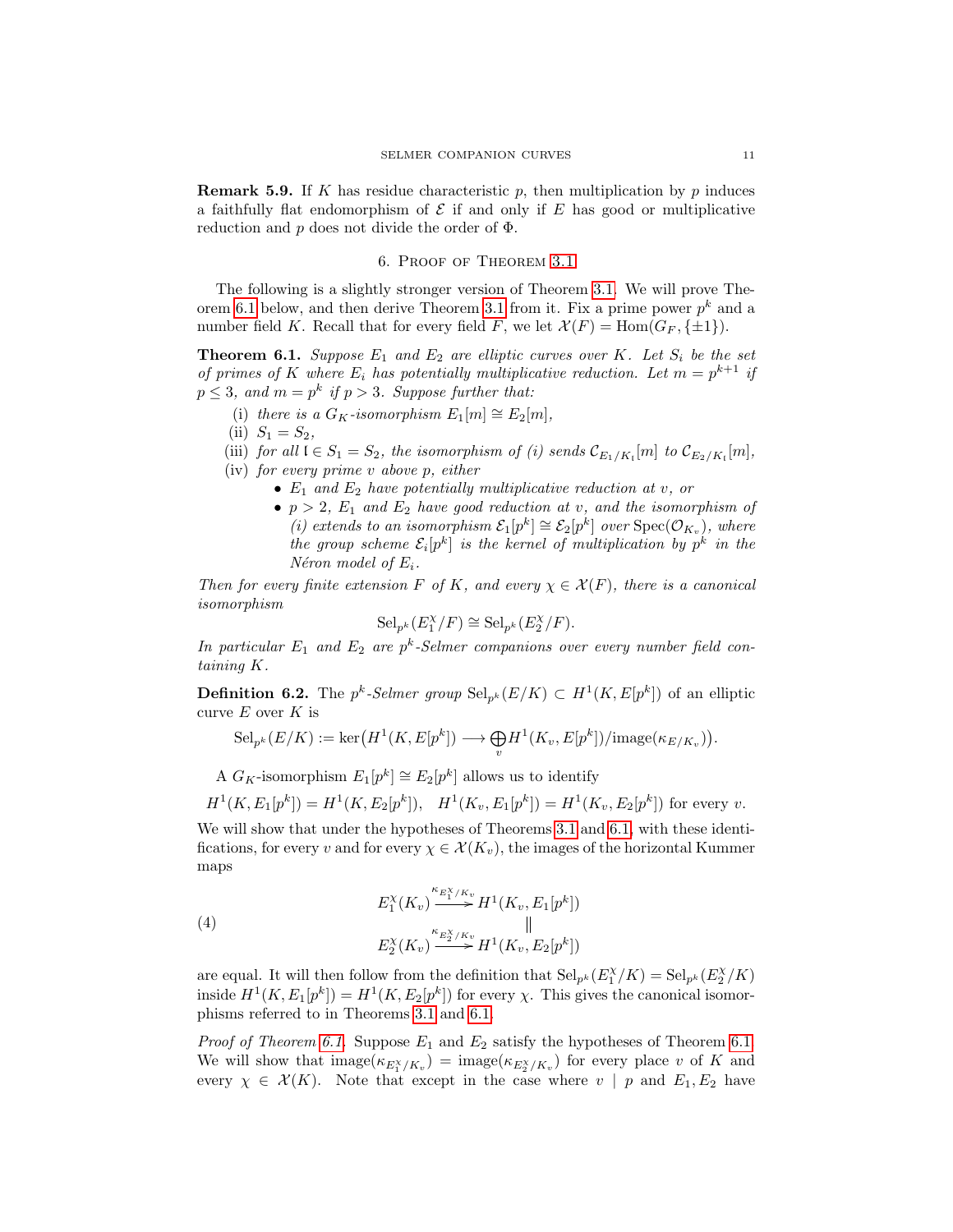**Remark 5.9.** If $K$ has residue characteristic $p$, then multiplication by $p$ induces a faithfully flat endomorphism of $\mathcal{E}$ if and only if $E$ has good or multiplicative reduction and $p$ does not divide the order of $\Phi$.

## 6. Proof of Theorem 3.1

The following is a slightly stronger version of Theorem 3.1. We will prove Theorem 6.1 below, and then derive Theorem 3.1 from it. Fix a prime power $p^k$ and a number field $K$. Recall that for every field $F$, we let $\mathcal{X}(F) = \mathrm{Hom}(G_F, \{\pm 1\})$.

**Theorem 6.1.** *Suppose $E_1$ and $E_2$ are elliptic curves over $K$. Let $S_i$ be the set of primes of $K$ where $E_i$ has potentially multiplicative reduction. Let $m = p^{k+1}$ if $p \leq 3$, and $m = p^k$ if $p > 3$. Suppose further that:*

(i) *there is a $G_K$-isomorphism $E_1[m] \cong E_2[m]$,*
(ii) *$S_1 = S_2$,*
(iii) *for all $\mathfrak{l} \in S_1 = S_2$, the isomorphism of (i) sends $\mathcal{C}_{E_1/K_\mathfrak{l}}[m]$ to $\mathcal{C}_{E_2/K_\mathfrak{l}}[m]$,*
(iv) *for every prime $v$ above $p$, either*
   - *$E_1$ and $E_2$ have potentially multiplicative reduction at $v$, or*
   - *$p > 2$, $E_1$ and $E_2$ have good reduction at $v$, and the isomorphism of (i) extends to an isomorphism $\mathcal{E}_1[p^k] \cong \mathcal{E}_2[p^k]$ over $\mathrm{Spec}(\mathcal{O}_{K_v})$, where the group scheme $\mathcal{E}_i[p^k]$ is the kernel of multiplication by $p^k$ in the Néron model of $E_i$.*

*Then for every finite extension $F$ of $K$, and every $\chi \in \mathcal{X}(F)$, there is a canonical isomorphism*

$$\mathrm{Sel}_{p^k}(E_1^\chi/F) \cong \mathrm{Sel}_{p^k}(E_2^\chi/F).$$

*In particular $E_1$ and $E_2$ are $p^k$-Selmer companions over every number field containing $K$.*

**Definition 6.2.** The *$p^k$-Selmer group* $\mathrm{Sel}_{p^k}(E/K) \subset H^1(K, E[p^k])$ of an elliptic curve $E$ over $K$ is

$$\mathrm{Sel}_{p^k}(E/K) := \ker\big(H^1(K, E[p^k]) \longrightarrow \bigoplus_v H^1(K_v, E[p^k])/\mathrm{image}(\kappa_{E/K_v})\big).$$

A $G_K$-isomorphism $E_1[p^k] \cong E_2[p^k]$ allows us to identify

$$H^1(K, E_1[p^k]) = H^1(K, E_2[p^k]), \quad H^1(K_v, E_1[p^k]) = H^1(K_v, E_2[p^k]) \text{ for every } v.$$

We will show that under the hypotheses of Theorems 3.1 and 6.1, with these identifications, for every $v$ and for every $\chi \in \mathcal{X}(K_v)$, the images of the horizontal Kummer maps

$$\begin{array}{ccc} E_1^\chi(K_v) & \xrightarrow{\kappa_{E_1^\chi/K_v}} & H^1(K_v, E_1[p^k]) \\ & & \| \\ E_2^\chi(K_v) & \xrightarrow{\kappa_{E_2^\chi/K_v}} & H^1(K_v, E_2[p^k]) \end{array} \tag{4}$$

are equal. It will then follow from the definition that $\mathrm{Sel}_{p^k}(E_1^\chi/K) = \mathrm{Sel}_{p^k}(E_2^\chi/K)$ inside $H^1(K, E_1[p^k]) = H^1(K, E_2[p^k])$ for every $\chi$. This gives the canonical isomorphisms referred to in Theorems 3.1 and 6.1.

*Proof of Theorem 6.1.* Suppose $E_1$ and $E_2$ satisfy the hypotheses of Theorem 6.1. We will show that $\mathrm{image}(\kappa_{E_1^\chi/K_v}) = \mathrm{image}(\kappa_{E_2^\chi/K_v})$ for every place $v$ of $K$ and every $\chi \in \mathcal{X}(K)$. Note that except in the case where $v \mid p$ and $E_1, E_2$ have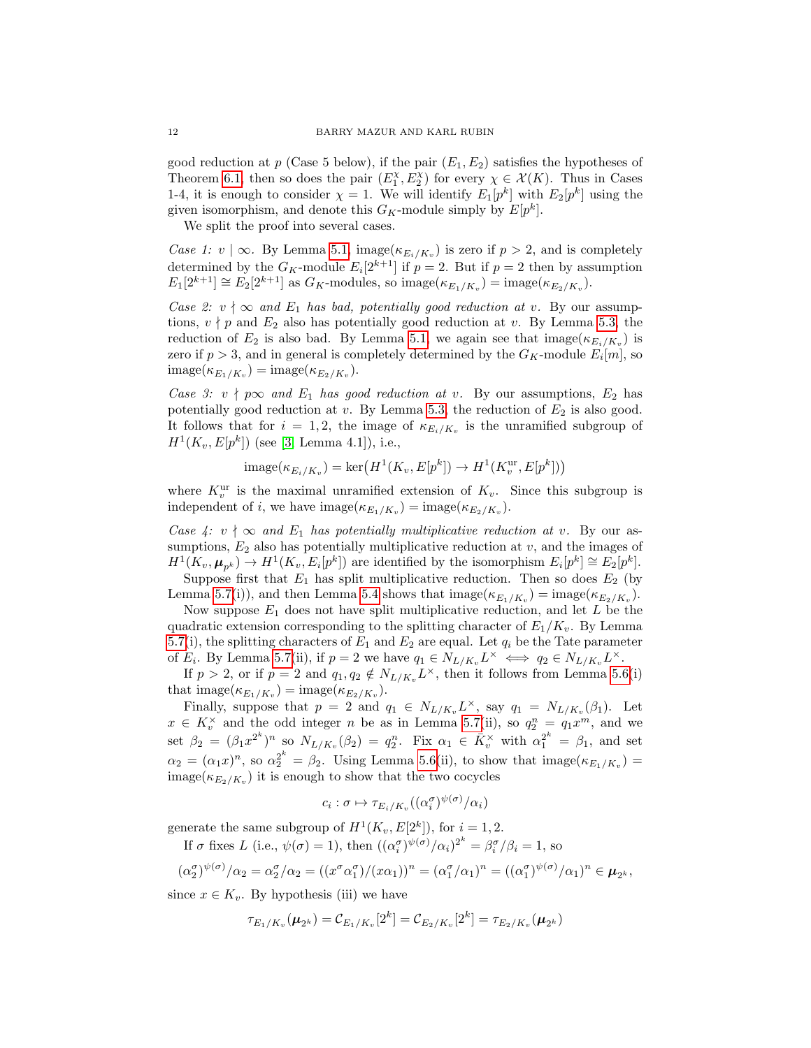good reduction at $p$ (Case 5 below), if the pair $(E_1, E_2)$ satisfies the hypotheses of Theorem 6.1, then so does the pair $(E_1^\chi, E_2^\chi)$ for every $\chi \in \mathcal{X}(K)$. Thus in Cases 1-4, it is enough to consider $\chi = 1$. We will identify $E_1[p^k]$ with $E_2[p^k]$ using the given isomorphism, and denote this $G_K$-module simply by $E[p^k]$.

We split the proof into several cases.

*Case 1: $v \mid \infty$.* By Lemma 5.1, $\mathrm{image}(\kappa_{E_i/K_v})$ is zero if $p > 2$, and is completely determined by the $G_K$-module $E_i[2^{k+1}]$ if $p = 2$. But if $p = 2$ then by assumption $E_1[2^{k+1}] \cong E_2[2^{k+1}]$ as $G_K$-modules, so $\mathrm{image}(\kappa_{E_1/K_v}) = \mathrm{image}(\kappa_{E_2/K_v})$.

*Case 2: $v \nmid \infty$ and $E_1$ has bad, potentially good reduction at $v$.* By our assumptions, $v \nmid p$ and $E_2$ also has potentially good reduction at $v$. By Lemma 5.3, the reduction of $E_2$ is also bad. By Lemma 5.1, we again see that $\mathrm{image}(\kappa_{E_i/K_v})$ is zero if $p > 3$, and in general is completely determined by the $G_K$-module $E_i[m]$, so $\mathrm{image}(\kappa_{E_1/K_v}) = \mathrm{image}(\kappa_{E_2/K_v})$.

*Case 3: $v \nmid p\infty$ and $E_1$ has good reduction at $v$.* By our assumptions, $E_2$ has potentially good reduction at $v$. By Lemma 5.3, the reduction of $E_2$ is also good. It follows that for $i = 1, 2$, the image of $\kappa_{E_i/K_v}$ is the unramified subgroup of $H^1(K_v, E[p^k])$ (see [3, Lemma 4.1]), i.e.,

$$\mathrm{image}(\kappa_{E_i/K_v}) = \ker\bigl(H^1(K_v, E[p^k]) \to H^1(K_v^{\mathrm{ur}}, E[p^k])\bigr)$$

where $K_v^{\mathrm{ur}}$ is the maximal unramified extension of $K_v$. Since this subgroup is independent of $i$, we have $\mathrm{image}(\kappa_{E_1/K_v}) = \mathrm{image}(\kappa_{E_2/K_v})$.

*Case 4: $v \nmid \infty$ and $E_1$ has potentially multiplicative reduction at $v$.* By our assumptions, $E_2$ also has potentially multiplicative reduction at $v$, and the images of $H^1(K_v, \boldsymbol{\mu}_{p^k}) \to H^1(K_v, E_i[p^k])$ are identified by the isomorphism $E_1[p^k] \cong E_2[p^k]$.

Suppose first that $E_1$ has split multiplicative reduction. Then so does $E_2$ (by Lemma 5.7(i)), and then Lemma 5.4 shows that $\mathrm{image}(\kappa_{E_1/K_v}) = \mathrm{image}(\kappa_{E_2/K_v})$.

Now suppose $E_1$ does not have split multiplicative reduction, and let $L$ be the quadratic extension corresponding to the splitting character of $E_1/K_v$. By Lemma 5.7(i), the splitting characters of $E_1$ and $E_2$ are equal. Let $q_i$ be the Tate parameter of $E_i$. By Lemma 5.7(ii), if $p = 2$ we have $q_1 \in N_{L/K_v}L^\times \iff q_2 \in N_{L/K_v}L^\times$.

If $p > 2$, or if $p = 2$ and $q_1, q_2 \notin N_{L/K_v}L^\times$, then it follows from Lemma 5.6(i) that $\mathrm{image}(\kappa_{E_1/K_v}) = \mathrm{image}(\kappa_{E_2/K_v})$.

Finally, suppose that $p = 2$ and $q_1 \in N_{L/K_v}L^\times$, say $q_1 = N_{L/K_v}(\beta_1)$. Let $x \in K_v^\times$ and the odd integer $n$ be as in Lemma 5.7(ii), so $q_2^n = q_1 x^m$, and we set $\beta_2 = (\beta_1 x^{2^k})^n$ so $N_{L/K_v}(\beta_2) = q_2^n$. Fix $\alpha_1 \in \bar{K}_v^\times$ with $\alpha_1^{2^k} = \beta_1$, and set $\alpha_2 = (\alpha_1 x)^n$, so $\alpha_2^{2^k} = \beta_2$. Using Lemma 5.6(ii), to show that $\mathrm{image}(\kappa_{E_1/K_v}) = \mathrm{image}(\kappa_{E_2/K_v})$ it is enough to show that the two cocycles

$$c_i : \sigma \mapsto \tau_{E_i/K_v}((\alpha_i^\sigma)^{\psi(\sigma)}/\alpha_i)$$

generate the same subgroup of $H^1(K_v, E[2^k])$, for $i = 1, 2$.

If $\sigma$ fixes $L$ (i.e., $\psi(\sigma) = 1$), then $((\alpha_i^\sigma)^{\psi(\sigma)}/\alpha_i)^{2^k} = \beta_i^\sigma/\beta_i = 1$, so

$$(\alpha_2^\sigma)^{\psi(\sigma)}/\alpha_2 = \alpha_2^\sigma/\alpha_2 = ((x^\sigma \alpha_1^\sigma)/(x\alpha_1))^n = (\alpha_1^\sigma/\alpha_1)^n = ((\alpha_1^\sigma)^{\psi(\sigma)}/\alpha_1)^n \in \boldsymbol{\mu}_{2^k},$$

since $x \in K_v$. By hypothesis (iii) we have

$$\tau_{E_1/K_v}(\boldsymbol{\mu}_{2^k}) = \mathcal{C}_{E_1/K_v}[2^k] = \mathcal{C}_{E_2/K_v}[2^k] = \tau_{E_2/K_v}(\boldsymbol{\mu}_{2^k})$$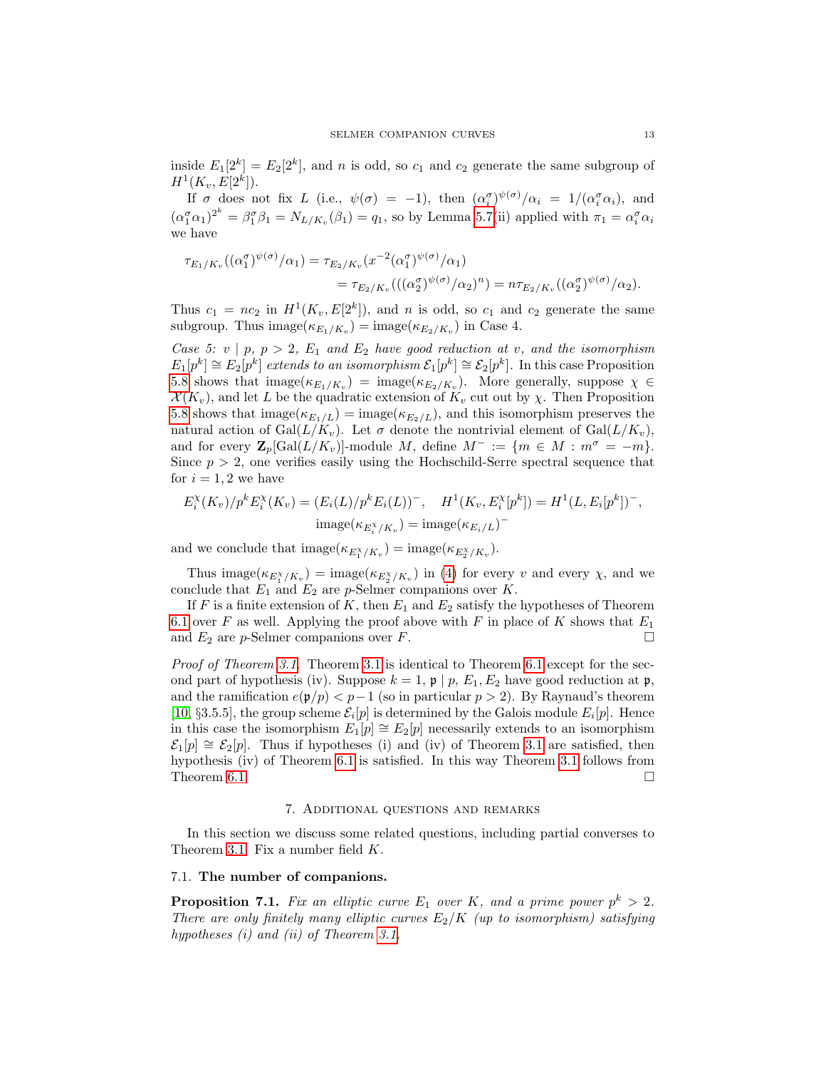inside $E_1[2^k] = E_2[2^k]$, and $n$ is odd, so $c_1$ and $c_2$ generate the same subgroup of $H^1(K_v, E[2^k])$.

If $\sigma$ does not fix $L$ (i.e., $\psi(\sigma) = -1$), then $(\alpha_i^\sigma)^{\psi(\sigma)}/\alpha_i = 1/(\alpha_i^\sigma \alpha_i)$, and $(\alpha_1^\sigma \alpha_1)^{2^k} = \beta_1^\sigma \beta_1 = N_{L/K_v}(\beta_1) = q_1$, so by Lemma 5.7(ii) applied with $\pi_1 = \alpha_i^\sigma \alpha_i$ we have

$$\tau_{E_1/K_v}((\alpha_1^\sigma)^{\psi(\sigma)}/\alpha_1) = \tau_{E_2/K_v}(x^{-2}(\alpha_1^\sigma)^{\psi(\sigma)}/\alpha_1)$$
$$= \tau_{E_2/K_v}(((\alpha_2^\sigma)^{\psi(\sigma)}/\alpha_2)^n) = n\tau_{E_2/K_v}((\alpha_2^\sigma)^{\psi(\sigma)}/\alpha_2).$$

Thus $c_1 = nc_2$ in $H^1(K_v, E[2^k])$, and $n$ is odd, so $c_1$ and $c_2$ generate the same subgroup. Thus $\mathrm{image}(\kappa_{E_1/K_v}) = \mathrm{image}(\kappa_{E_2/K_v})$ in Case 4.

*Case 5: $v \mid p$, $p > 2$, $E_1$ and $E_2$ have good reduction at $v$, and the isomorphism $E_1[p^k] \cong E_2[p^k]$ extends to an isomorphism $\mathcal{E}_1[p^k] \cong \mathcal{E}_2[p^k]$.* In this case Proposition 5.8 shows that $\mathrm{image}(\kappa_{E_1/K_v}) = \mathrm{image}(\kappa_{E_2/K_v})$. More generally, suppose $\chi \in \mathcal{X}(K_v)$, and let $L$ be the quadratic extension of $K_v$ cut out by $\chi$. Then Proposition 5.8 shows that $\mathrm{image}(\kappa_{E_1/L}) = \mathrm{image}(\kappa_{E_2/L})$, and this isomorphism preserves the natural action of $\mathrm{Gal}(L/K_v)$. Let $\sigma$ denote the nontrivial element of $\mathrm{Gal}(L/K_v)$, and for every $\mathbf{Z}_p[\mathrm{Gal}(L/K_v)]$-module $M$, define $M^- := \{m \in M : m^\sigma = -m\}$. Since $p > 2$, one verifies easily using the Hochschild-Serre spectral sequence that for $i = 1, 2$ we have

$$E_i^\chi(K_v)/p^k E_i^\chi(K_v) = (E_i(L)/p^k E_i(L))^-, \quad H^1(K_v, E_i^\chi[p^k]) = H^1(L, E_i[p^k])^-,$$
$$\mathrm{image}(\kappa_{E_i^\chi/K_v}) = \mathrm{image}(\kappa_{E_i/L})^-$$

and we conclude that $\mathrm{image}(\kappa_{E_1^\chi/K_v}) = \mathrm{image}(\kappa_{E_2^\chi/K_v})$.

Thus $\mathrm{image}(\kappa_{E_1^\chi/K_v}) = \mathrm{image}(\kappa_{E_2^\chi/K_v})$ in (4) for every $v$ and every $\chi$, and we conclude that $E_1$ and $E_2$ are $p$-Selmer companions over $K$.

If $F$ is a finite extension of $K$, then $E_1$ and $E_2$ satisfy the hypotheses of Theorem 6.1 over $F$ as well. Applying the proof above with $F$ in place of $K$ shows that $E_1$ and $E_2$ are $p$-Selmer companions over $F$. □

*Proof of Theorem 3.1.* Theorem 3.1 is identical to Theorem 6.1 except for the second part of hypothesis (iv). Suppose $k = 1$, $\mathfrak{p} \mid p$, $E_1, E_2$ have good reduction at $\mathfrak{p}$, and the ramification $e(\mathfrak{p}/p) < p - 1$ (so in particular $p > 2$). By Raynaud's theorem [10, §3.5.5], the group scheme $\mathcal{E}_i[p]$ is determined by the Galois module $E_i[p]$. Hence in this case the isomorphism $E_1[p] \cong E_2[p]$ necessarily extends to an isomorphism $\mathcal{E}_1[p] \cong \mathcal{E}_2[p]$. Thus if hypotheses (i) and (iv) of Theorem 3.1 are satisfied, then hypothesis (iv) of Theorem 6.1 is satisfied. In this way Theorem 3.1 follows from Theorem 6.1. □

## 7. Additional questions and remarks

In this section we discuss some related questions, including partial converses to Theorem 3.1. Fix a number field $K$.

### 7.1. The number of companions.

**Proposition 7.1.** *Fix an elliptic curve $E_1$ over $K$, and a prime power $p^k > 2$. There are only finitely many elliptic curves $E_2/K$ (up to isomorphism) satisfying hypotheses (i) and (ii) of Theorem 3.1.*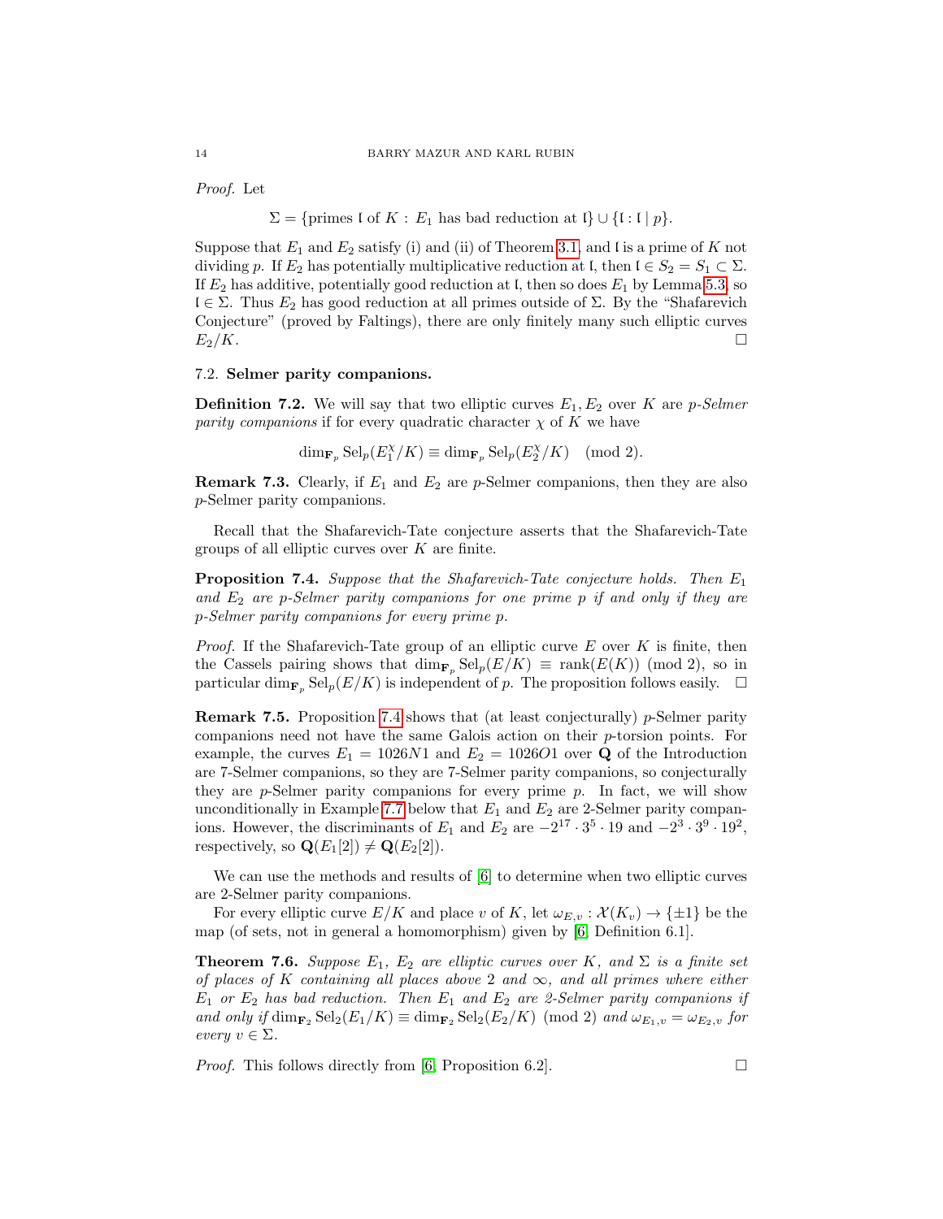*Proof.* Let

$$\Sigma = \{\text{primes } \mathfrak{l} \text{ of } K : E_1 \text{ has bad reduction at } \mathfrak{l}\} \cup \{\mathfrak{l} : \mathfrak{l} \mid p\}.$$

Suppose that $E_1$ and $E_2$ satisfy (i) and (ii) of Theorem 3.1, and $\mathfrak{l}$ is a prime of $K$ not dividing $p$. If $E_2$ has potentially multiplicative reduction at $\mathfrak{l}$, then $\mathfrak{l} \in S_2 = S_1 \subset \Sigma$. If $E_2$ has additive, potentially good reduction at $\mathfrak{l}$, then so does $E_1$ by Lemma 5.3, so $\mathfrak{l} \in \Sigma$. Thus $E_2$ has good reduction at all primes outside of $\Sigma$. By the "Shafarevich Conjecture" (proved by Faltings), there are only finitely many such elliptic curves $E_2/K$. □

### 7.2. Selmer parity companions.

**Definition 7.2.** We will say that two elliptic curves $E_1, E_2$ over $K$ are *$p$-Selmer parity companions* if for every quadratic character $\chi$ of $K$ we have

$$\dim_{\mathbf{F}_p} \mathrm{Sel}_p(E_1^\chi/K) \equiv \dim_{\mathbf{F}_p} \mathrm{Sel}_p(E_2^\chi/K) \pmod 2.$$

**Remark 7.3.** Clearly, if $E_1$ and $E_2$ are $p$-Selmer companions, then they are also $p$-Selmer parity companions.

Recall that the Shafarevich-Tate conjecture asserts that the Shafarevich-Tate groups of all elliptic curves over $K$ are finite.

**Proposition 7.4.** *Suppose that the Shafarevich-Tate conjecture holds. Then $E_1$ and $E_2$ are $p$-Selmer parity companions for one prime $p$ if and only if they are $p$-Selmer parity companions for every prime $p$.*

*Proof.* If the Shafarevich-Tate group of an elliptic curve $E$ over $K$ is finite, then the Cassels pairing shows that $\dim_{\mathbf{F}_p} \mathrm{Sel}_p(E/K) \equiv \mathrm{rank}(E(K)) \pmod 2$, so in particular $\dim_{\mathbf{F}_p} \mathrm{Sel}_p(E/K)$ is independent of $p$. The proposition follows easily. □

**Remark 7.5.** Proposition 7.4 shows that (at least conjecturally) $p$-Selmer parity companions need not have the same Galois action on their $p$-torsion points. For example, the curves $E_1 = 1026N1$ and $E_2 = 1026O1$ over $\mathbf{Q}$ of the Introduction are 7-Selmer companions, so they are 7-Selmer parity companions, so conjecturally they are $p$-Selmer parity companions for every prime $p$. In fact, we will show unconditionally in Example 7.7 below that $E_1$ and $E_2$ are 2-Selmer parity companions. However, the discriminants of $E_1$ and $E_2$ are $-2^{17} \cdot 3^5 \cdot 19$ and $-2^3 \cdot 3^9 \cdot 19^2$, respectively, so $\mathbf{Q}(E_1[2]) \neq \mathbf{Q}(E_2[2])$.

We can use the methods and results of [6] to determine when two elliptic curves are 2-Selmer parity companions.

For every elliptic curve $E/K$ and place $v$ of $K$, let $\omega_{E,v} : \mathcal{X}(K_v) \to \{\pm 1\}$ be the map (of sets, not in general a homomorphism) given by [6, Definition 6.1].

**Theorem 7.6.** *Suppose $E_1$, $E_2$ are elliptic curves over $K$, and $\Sigma$ is a finite set of places of $K$ containing all places above 2 and $\infty$, and all primes where either $E_1$ or $E_2$ has bad reduction. Then $E_1$ and $E_2$ are 2-Selmer parity companions if and only if $\dim_{\mathbf{F}_2} \mathrm{Sel}_2(E_1/K) \equiv \dim_{\mathbf{F}_2} \mathrm{Sel}_2(E_2/K) \pmod 2$ and $\omega_{E_1,v} = \omega_{E_2,v}$ for every $v \in \Sigma$.*

*Proof.* This follows directly from [6, Proposition 6.2]. □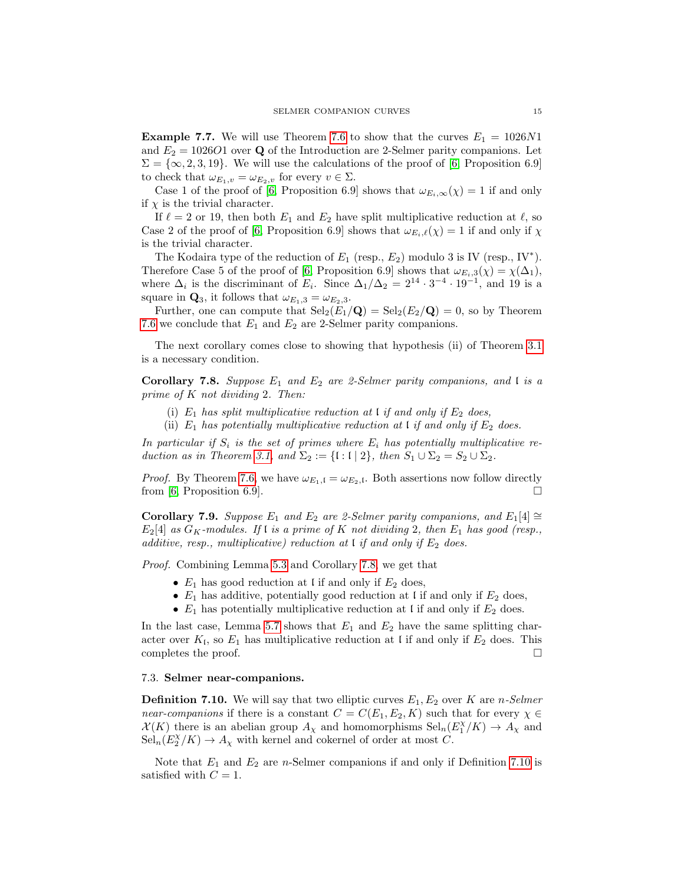**Example 7.7.** We will use Theorem 7.6 to show that the curves $E_1 = 1026N1$ and $E_2 = 1026O1$ over $\mathbf{Q}$ of the Introduction are 2-Selmer parity companions. Let $\Sigma = \{\infty, 2, 3, 19\}$. We will use the calculations of the proof of [6, Proposition 6.9] to check that $\omega_{E_1,v} = \omega_{E_2,v}$ for every $v \in \Sigma$.

Case 1 of the proof of [6, Proposition 6.9] shows that $\omega_{E_i,\infty}(\chi) = 1$ if and only if $\chi$ is the trivial character.

If $\ell = 2$ or 19, then both $E_1$ and $E_2$ have split multiplicative reduction at $\ell$, so Case 2 of the proof of [6, Proposition 6.9] shows that $\omega_{E_i,\ell}(\chi) = 1$ if and only if $\chi$ is the trivial character.

The Kodaira type of the reduction of $E_1$ (resp., $E_2$) modulo 3 is IV (resp., IV$^*$). Therefore Case 5 of the proof of [6, Proposition 6.9] shows that $\omega_{E_i,3}(\chi) = \chi(\Delta_1)$, where $\Delta_i$ is the discriminant of $E_i$. Since $\Delta_1/\Delta_2 = 2^{14} \cdot 3^{-4} \cdot 19^{-1}$, and 19 is a square in $\mathbf{Q}_3$, it follows that $\omega_{E_1,3} = \omega_{E_2,3}$.

Further, one can compute that $\mathrm{Sel}_2(E_1/\mathbf{Q}) = \mathrm{Sel}_2(E_2/\mathbf{Q}) = 0$, so by Theorem 7.6 we conclude that $E_1$ and $E_2$ are 2-Selmer parity companions.

The next corollary comes close to showing that hypothesis (ii) of Theorem 3.1 is a necessary condition.

**Corollary 7.8.** *Suppose $E_1$ and $E_2$ are 2-Selmer parity companions, and $\mathfrak{l}$ is a prime of $K$ not dividing 2. Then:*

(i) *$E_1$ has split multiplicative reduction at $\mathfrak{l}$ if and only if $E_2$ does,*
(ii) *$E_1$ has potentially multiplicative reduction at $\mathfrak{l}$ if and only if $E_2$ does.*

*In particular if $S_i$ is the set of primes where $E_i$ has potentially multiplicative reduction as in Theorem 3.1, and $\Sigma_2 := \{\mathfrak{l} : \mathfrak{l} \mid 2\}$, then $S_1 \cup \Sigma_2 = S_2 \cup \Sigma_2$.*

*Proof.* By Theorem 7.6, we have $\omega_{E_1,\mathfrak{l}} = \omega_{E_2,\mathfrak{l}}$. Both assertions now follow directly from [6, Proposition 6.9]. □

**Corollary 7.9.** *Suppose $E_1$ and $E_2$ are 2-Selmer parity companions, and $E_1[4] \cong E_2[4]$ as $G_K$-modules. If $\mathfrak{l}$ is a prime of $K$ not dividing 2, then $E_1$ has good (resp., additive, resp., multiplicative) reduction at $\mathfrak{l}$ if and only if $E_2$ does.*

*Proof.* Combining Lemma 5.3 and Corollary 7.8, we get that

- $E_1$ has good reduction at $\mathfrak{l}$ if and only if $E_2$ does,
- $E_1$ has additive, potentially good reduction at $\mathfrak{l}$ if and only if $E_2$ does,
- $E_1$ has potentially multiplicative reduction at $\mathfrak{l}$ if and only if $E_2$ does.

In the last case, Lemma 5.7 shows that $E_1$ and $E_2$ have the same splitting character over $K_{\mathfrak{l}}$, so $E_1$ has multiplicative reduction at $\mathfrak{l}$ if and only if $E_2$ does. This completes the proof. □

### 7.3. Selmer near-companions.

**Definition 7.10.** We will say that two elliptic curves $E_1, E_2$ over $K$ are *$n$-Selmer near-companions* if there is a constant $C = C(E_1, E_2, K)$ such that for every $\chi \in \mathcal{X}(K)$ there is an abelian group $A_\chi$ and homomorphisms $\mathrm{Sel}_n(E_1^\chi/K) \to A_\chi$ and $\mathrm{Sel}_n(E_2^\chi/K) \to A_\chi$ with kernel and cokernel of order at most $C$.

Note that $E_1$ and $E_2$ are $n$-Selmer companions if and only if Definition 7.10 is satisfied with $C = 1$.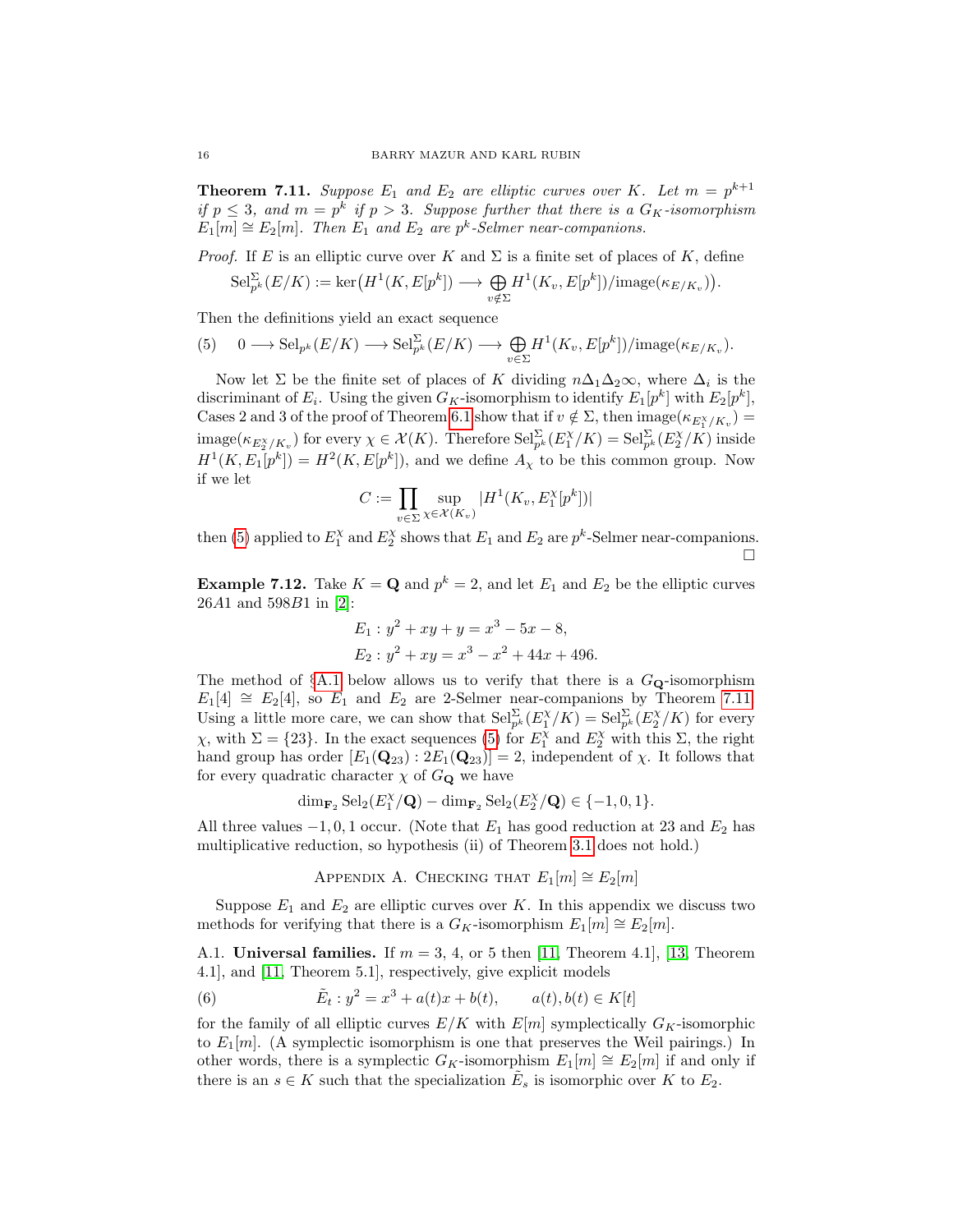**Theorem 7.11.** *Suppose $E_1$ and $E_2$ are elliptic curves over $K$. Let $m = p^{k+1}$ if $p \leq 3$, and $m = p^k$ if $p > 3$. Suppose further that there is a $G_K$-isomorphism $E_1[m] \cong E_2[m]$. Then $E_1$ and $E_2$ are $p^k$-Selmer near-companions.*

*Proof.* If $E$ is an elliptic curve over $K$ and $\Sigma$ is a finite set of places of $K$, define

$$\mathrm{Sel}^{\Sigma}_{p^k}(E/K) := \ker\big(H^1(K, E[p^k]) \longrightarrow \bigoplus_{v \notin \Sigma} H^1(K_v, E[p^k])/\mathrm{image}(\kappa_{E/K_v})\big).$$

Then the definitions yield an exact sequence

$$(5) \quad 0 \longrightarrow \mathrm{Sel}_{p^k}(E/K) \longrightarrow \mathrm{Sel}^{\Sigma}_{p^k}(E/K) \longrightarrow \bigoplus_{v \in \Sigma} H^1(K_v, E[p^k])/\mathrm{image}(\kappa_{E/K_v}).$$

Now let $\Sigma$ be the finite set of places of $K$ dividing $n\Delta_1\Delta_2\infty$, where $\Delta_i$ is the discriminant of $E_i$. Using the given $G_K$-isomorphism to identify $E_1[p^k]$ with $E_2[p^k]$, Cases 2 and 3 of the proof of Theorem 6.1 show that if $v \notin \Sigma$, then $\mathrm{image}(\kappa_{E_1^\chi/K_v}) = \mathrm{image}(\kappa_{E_2^\chi/K_v})$ for every $\chi \in \mathcal{X}(K)$. Therefore $\mathrm{Sel}^{\Sigma}_{p^k}(E_1^\chi/K) = \mathrm{Sel}^{\Sigma}_{p^k}(E_2^\chi/K)$ inside $H^1(K, E_1[p^k]) = H^2(K, E[p^k])$, and we define $A_\chi$ to be this common group. Now if we let

$$C := \prod_{v \in \Sigma} \sup_{\chi \in \mathcal{X}(K_v)} |H^1(K_v, E_1^\chi[p^k])|$$

then (5) applied to $E_1^\chi$ and $E_2^\chi$ shows that $E_1$ and $E_2$ are $p^k$-Selmer near-companions. $\square$

**Example 7.12.** Take $K = \mathbf{Q}$ and $p^k = 2$, and let $E_1$ and $E_2$ be the elliptic curves $26A1$ and $598B1$ in [2]:

$$E_1 : y^2 + xy + y = x^3 - 5x - 8,$$
$$E_2 : y^2 + xy = x^3 - x^2 + 44x + 496.$$

The method of §A.1 below allows us to verify that there is a $G_{\mathbf{Q}}$-isomorphism $E_1[4] \cong E_2[4]$, so $E_1$ and $E_2$ are 2-Selmer near-companions by Theorem 7.11. Using a little more care, we can show that $\mathrm{Sel}^{\Sigma}_{p^k}(E_1^\chi/K) = \mathrm{Sel}^{\Sigma}_{p^k}(E_2^\chi/K)$ for every $\chi$, with $\Sigma = \{23\}$. In the exact sequences (5) for $E_1^\chi$ and $E_2^\chi$ with this $\Sigma$, the right hand group has order $[E_1(\mathbf{Q}_{23}) : 2E_1(\mathbf{Q}_{23})] = 2$, independent of $\chi$. It follows that for every quadratic character $\chi$ of $G_{\mathbf{Q}}$ we have

$$\dim_{\mathbf{F}_2} \mathrm{Sel}_2(E_1^\chi/\mathbf{Q}) - \dim_{\mathbf{F}_2} \mathrm{Sel}_2(E_2^\chi/\mathbf{Q}) \in \{-1, 0, 1\}.$$

All three values $-1, 0, 1$ occur. (Note that $E_1$ has good reduction at 23 and $E_2$ has multiplicative reduction, so hypothesis (ii) of Theorem 3.1 does not hold.)

## Appendix A. Checking that $E_1[m] \cong E_2[m]$

Suppose $E_1$ and $E_2$ are elliptic curves over $K$. In this appendix we discuss two methods for verifying that there is a $G_K$-isomorphism $E_1[m] \cong E_2[m]$.

A.1. **Universal families.** If $m = 3$, 4, or 5 then [11, Theorem 4.1], [13, Theorem 4.1], and [11, Theorem 5.1], respectively, give explicit models

$$(6) \qquad \tilde{E}_t : y^2 = x^3 + a(t)x + b(t), \qquad a(t), b(t) \in K[t]$$

for the family of all elliptic curves $E/K$ with $E[m]$ symplectically $G_K$-isomorphic to $E_1[m]$. (A symplectic isomorphism is one that preserves the Weil pairings.) In other words, there is a symplectic $G_K$-isomorphism $E_1[m] \cong E_2[m]$ if and only if there is an $s \in K$ such that the specialization $\tilde{E}_s$ is isomorphic over $K$ to $E_2$.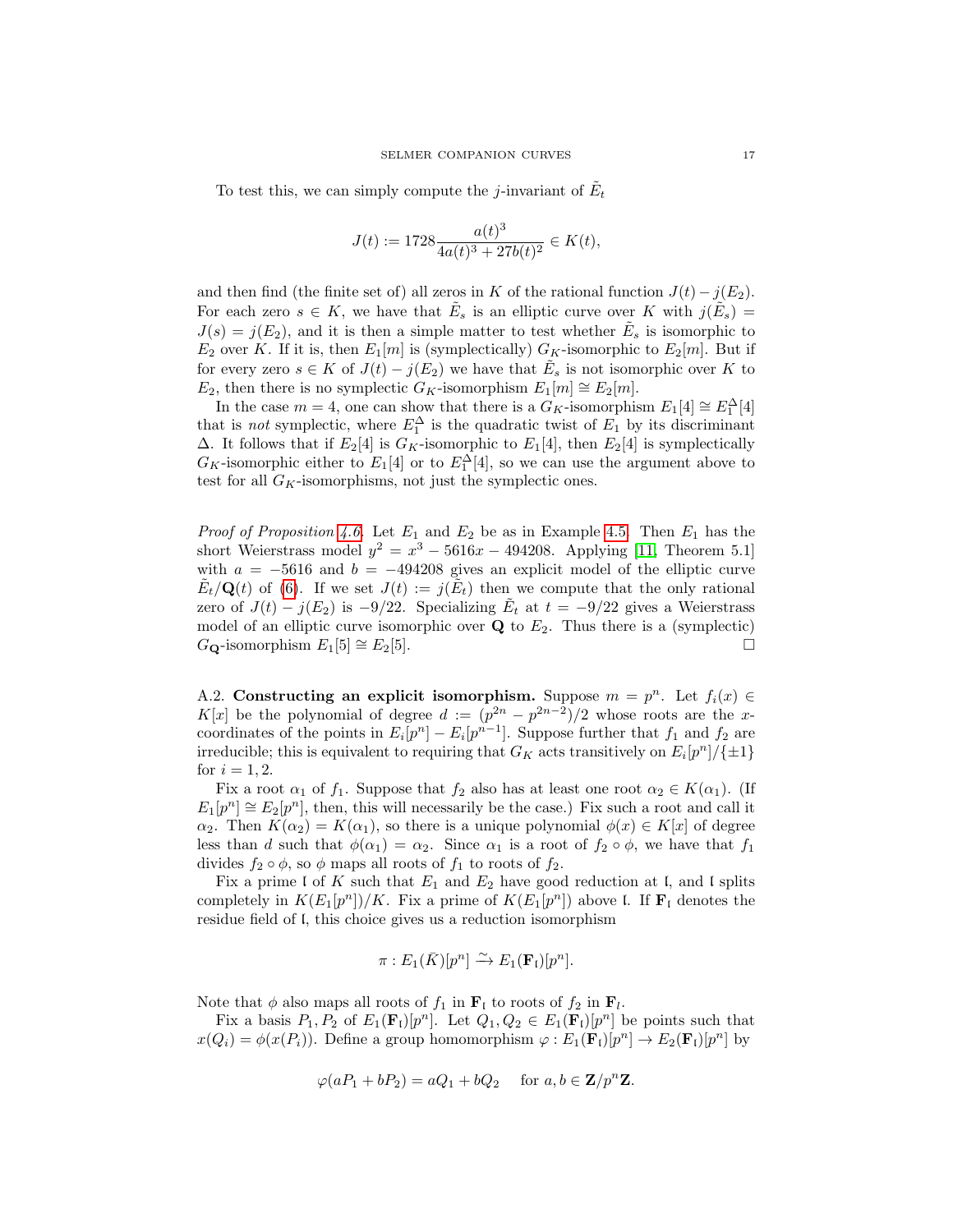To test this, we can simply compute the $j$-invariant of $\tilde{E}_t$

$$J(t) := 1728 \frac{a(t)^3}{4a(t)^3 + 27b(t)^2} \in K(t),$$

and then find (the finite set of) all zeros in $K$ of the rational function $J(t) - j(E_2)$. For each zero $s \in K$, we have that $\tilde{E}_s$ is an elliptic curve over $K$ with $j(\tilde{E}_s) = J(s) = j(E_2)$, and it is then a simple matter to test whether $\tilde{E}_s$ is isomorphic to $E_2$ over $K$. If it is, then $E_1[m]$ is (symplectically) $G_K$-isomorphic to $E_2[m]$. But if for every zero $s \in K$ of $J(t) - j(E_2)$ we have that $\tilde{E}_s$ is not isomorphic over $K$ to $E_2$, then there is no symplectic $G_K$-isomorphism $E_1[m] \cong E_2[m]$.

In the case $m = 4$, one can show that there is a $G_K$-isomorphism $E_1[4] \cong E_1^\Delta[4]$ that is *not* symplectic, where $E_1^\Delta$ is the quadratic twist of $E_1$ by its discriminant $\Delta$. It follows that if $E_2[4]$ is $G_K$-isomorphic to $E_1[4]$, then $E_2[4]$ is symplectically $G_K$-isomorphic either to $E_1[4]$ or to $E_1^\Delta[4]$, so we can use the argument above to test for all $G_K$-isomorphisms, not just the symplectic ones.

*Proof of Proposition 4.6.* Let $E_1$ and $E_2$ be as in Example 4.5. Then $E_1$ has the short Weierstrass model $y^2 = x^3 - 5616x - 494208$. Applying [11, Theorem 5.1] with $a = -5616$ and $b = -494208$ gives an explicit model of the elliptic curve $\tilde{E}_t/\mathbf{Q}(t)$ of (6). If we set $J(t) := j(\tilde{E}_t)$ then we compute that the only rational zero of $J(t) - j(E_2)$ is $-9/22$. Specializing $\tilde{E}_t$ at $t = -9/22$ gives a Weierstrass model of an elliptic curve isomorphic over $\mathbf{Q}$ to $E_2$. Thus there is a (symplectic) $G_{\mathbf{Q}}$-isomorphism $E_1[5] \cong E_2[5]$. $\square$

A.2. **Constructing an explicit isomorphism.** Suppose $m = p^n$. Let $f_i(x) \in K[x]$ be the polynomial of degree $d := (p^{2n} - p^{2n-2})/2$ whose roots are the $x$-coordinates of the points in $E_i[p^n] - E_i[p^{n-1}]$. Suppose further that $f_1$ and $f_2$ are irreducible; this is equivalent to requiring that $G_K$ acts transitively on $E_i[p^n]/\{\pm 1\}$ for $i = 1, 2$.

Fix a root $\alpha_1$ of $f_1$. Suppose that $f_2$ also has at least one root $\alpha_2 \in K(\alpha_1)$. (If $E_1[p^n] \cong E_2[p^n]$, then, this will necessarily be the case.) Fix such a root and call it $\alpha_2$. Then $K(\alpha_2) = K(\alpha_1)$, so there is a unique polynomial $\phi(x) \in K[x]$ of degree less than $d$ such that $\phi(\alpha_1) = \alpha_2$. Since $\alpha_1$ is a root of $f_2 \circ \phi$, we have that $f_1$ divides $f_2 \circ \phi$, so $\phi$ maps all roots of $f_1$ to roots of $f_2$.

Fix a prime $\mathfrak{l}$ of $K$ such that $E_1$ and $E_2$ have good reduction at $\mathfrak{l}$, and $\mathfrak{l}$ splits completely in $K(E_1[p^n])/K$. Fix a prime of $K(E_1[p^n])$ above $\mathfrak{l}$. If $\mathbf{F}_\mathfrak{l}$ denotes the residue field of $\mathfrak{l}$, this choice gives us a reduction isomorphism

$$\pi : E_1(\bar{K})[p^n] \xrightarrow{\sim} E_1(\mathbf{F}_\mathfrak{l})[p^n].$$

Note that $\phi$ also maps all roots of $f_1$ in $\mathbf{F}_\mathfrak{l}$ to roots of $f_2$ in $\mathbf{F}_l$.

Fix a basis $P_1, P_2$ of $E_1(\mathbf{F}_\mathfrak{l})[p^n]$. Let $Q_1, Q_2 \in E_1(\mathbf{F}_\mathfrak{l})[p^n]$ be points such that $x(Q_i) = \phi(x(P_i))$. Define a group homomorphism $\varphi : E_1(\mathbf{F}_\mathfrak{l})[p^n] \to E_2(\mathbf{F}_\mathfrak{l})[p^n]$ by

$$\varphi(aP_1 + bP_2) = aQ_1 + bQ_2 \quad \text{for } a, b \in \mathbf{Z}/p^n\mathbf{Z}.$$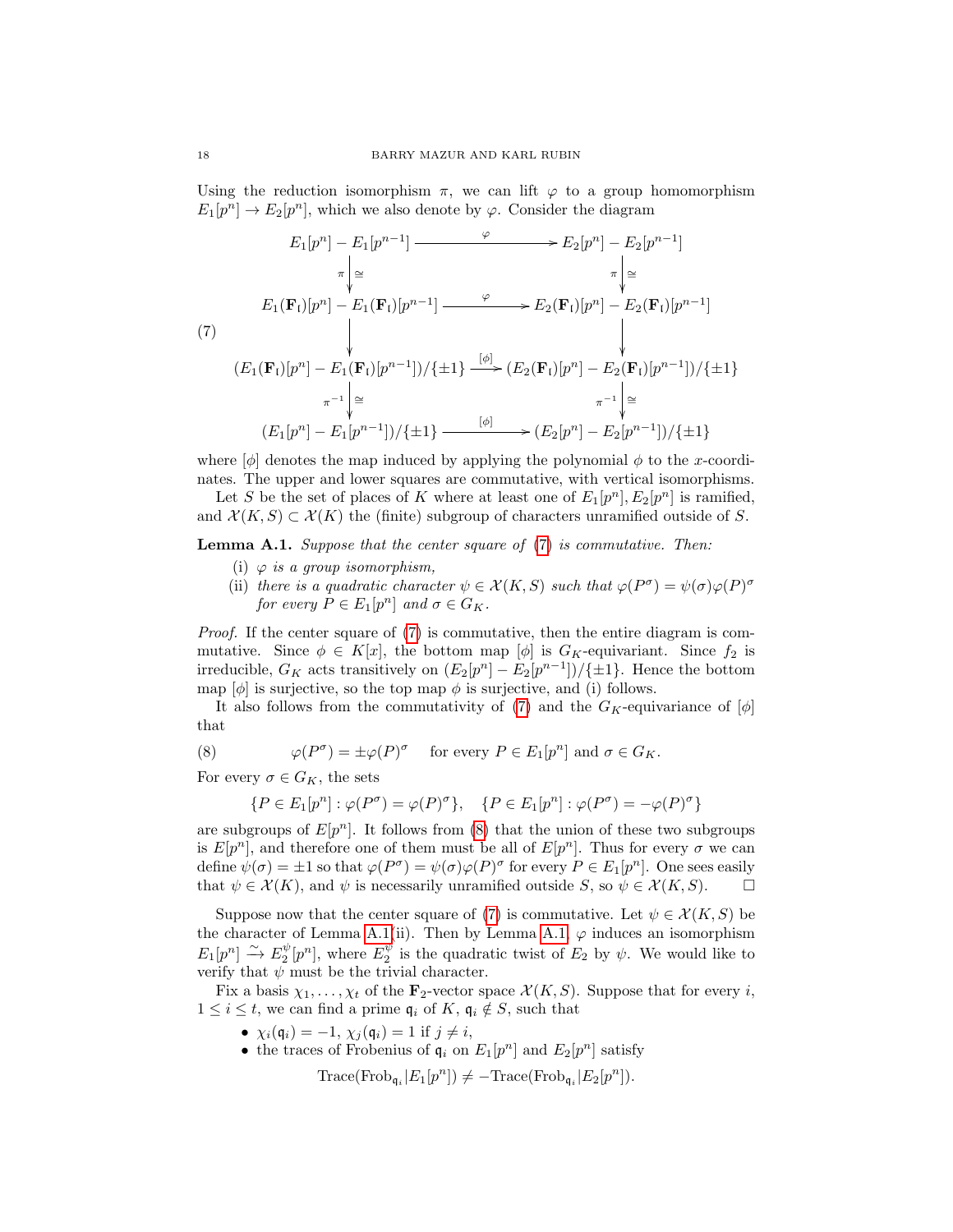Using the reduction isomorphism $\pi$, we can lift $\varphi$ to a group homomorphism $E_1[p^n] \to E_2[p^n]$, which we also denote by $\varphi$. Consider the diagram

$$
\begin{array}{ccc}
E_1[p^n] - E_1[p^{n-1}] & \xrightarrow{\quad\varphi\quad} & E_2[p^n] - E_2[p^{n-1}] \\
\pi \downarrow \cong & & \pi \downarrow \cong \\
E_1(\mathbf{F}_\mathfrak{l})[p^n] - E_1(\mathbf{F}_\mathfrak{l})[p^{n-1}] & \xrightarrow{\quad\varphi\quad} & E_2(\mathbf{F}_\mathfrak{l})[p^n] - E_2(\mathbf{F}_\mathfrak{l})[p^{n-1}] \\
\downarrow & & \downarrow \\
(E_1(\mathbf{F}_\mathfrak{l})[p^n] - E_1(\mathbf{F}_\mathfrak{l})[p^{n-1}])/\{\pm 1\} & \xrightarrow{[\phi]} & (E_2(\mathbf{F}_\mathfrak{l})[p^n] - E_2(\mathbf{F}_\mathfrak{l})[p^{n-1}])/\{\pm 1\} \\
\pi^{-1} \downarrow \cong & & \pi^{-1} \downarrow \cong \\
(E_1[p^n] - E_1[p^{n-1}])/\{\pm 1\} & \xrightarrow{\quad[\phi]\quad} & (E_2[p^n] - E_2[p^{n-1}])/\{\pm 1\}
\end{array}
\tag{7}
$$

where $[\phi]$ denotes the map induced by applying the polynomial $\phi$ to the $x$-coordinates. The upper and lower squares are commutative, with vertical isomorphisms.

Let $S$ be the set of places of $K$ where at least one of $E_1[p^n], E_2[p^n]$ is ramified, and $\mathcal{X}(K,S) \subset \mathcal{X}(K)$ the (finite) subgroup of characters unramified outside of $S$.

**Lemma A.1.** *Suppose that the center square of (7) is commutative. Then:*

(i) *$\varphi$ is a group isomorphism,*

(ii) *there is a quadratic character $\psi \in \mathcal{X}(K,S)$ such that $\varphi(P^\sigma) = \psi(\sigma)\varphi(P)^\sigma$ for every $P \in E_1[p^n]$ and $\sigma \in G_K$.*

*Proof.* If the center square of (7) is commutative, then the entire diagram is commutative. Since $\phi \in K[x]$, the bottom map $[\phi]$ is $G_K$-equivariant. Since $f_2$ is irreducible, $G_K$ acts transitively on $(E_2[p^n] - E_2[p^{n-1}])/\{\pm 1\}$. Hence the bottom map $[\phi]$ is surjective, so the top map $\phi$ is surjective, and (i) follows.

It also follows from the commutativity of (7) and the $G_K$-equivariance of $[\phi]$ that

$$
\varphi(P^\sigma) = \pm\varphi(P)^\sigma \quad \text{for every } P \in E_1[p^n] \text{ and } \sigma \in G_K. \tag{8}
$$

For every $\sigma \in G_K$, the sets

$$
\{P \in E_1[p^n] : \varphi(P^\sigma) = \varphi(P)^\sigma\}, \quad \{P \in E_1[p^n] : \varphi(P^\sigma) = -\varphi(P)^\sigma\}
$$

are subgroups of $E[p^n]$. It follows from (8) that the union of these two subgroups is $E[p^n]$, and therefore one of them must be all of $E[p^n]$. Thus for every $\sigma$ we can define $\psi(\sigma) = \pm 1$ so that $\varphi(P^\sigma) = \psi(\sigma)\varphi(P)^\sigma$ for every $P \in E_1[p^n]$. One sees easily that $\psi \in \mathcal{X}(K)$, and $\psi$ is necessarily unramified outside $S$, so $\psi \in \mathcal{X}(K,S)$. $\square$

Suppose now that the center square of (7) is commutative. Let $\psi \in \mathcal{X}(K,S)$ be the character of Lemma A.1(ii). Then by Lemma A.1, $\varphi$ induces an isomorphism $E_1[p^n] \xrightarrow{\sim} E_2^\psi[p^n]$, where $E_2^\psi$ is the quadratic twist of $E_2$ by $\psi$. We would like to verify that $\psi$ must be the trivial character.

Fix a basis $\chi_1, \ldots, \chi_t$ of the $\mathbf{F}_2$-vector space $\mathcal{X}(K,S)$. Suppose that for every $i$, $1 \le i \le t$, we can find a prime $\mathfrak{q}_i$ of $K$, $\mathfrak{q}_i \notin S$, such that

- $\chi_i(\mathfrak{q}_i) = -1$, $\chi_j(\mathfrak{q}_i) = 1$ if $j \neq i$,
- the traces of Frobenius of $\mathfrak{q}_i$ on $E_1[p^n]$ and $E_2[p^n]$ satisfy

$$
\mathrm{Trace}(\mathrm{Frob}_{\mathfrak{q}_i} | E_1[p^n]) \neq -\mathrm{Trace}(\mathrm{Frob}_{\mathfrak{q}_i} | E_2[p^n]).
$$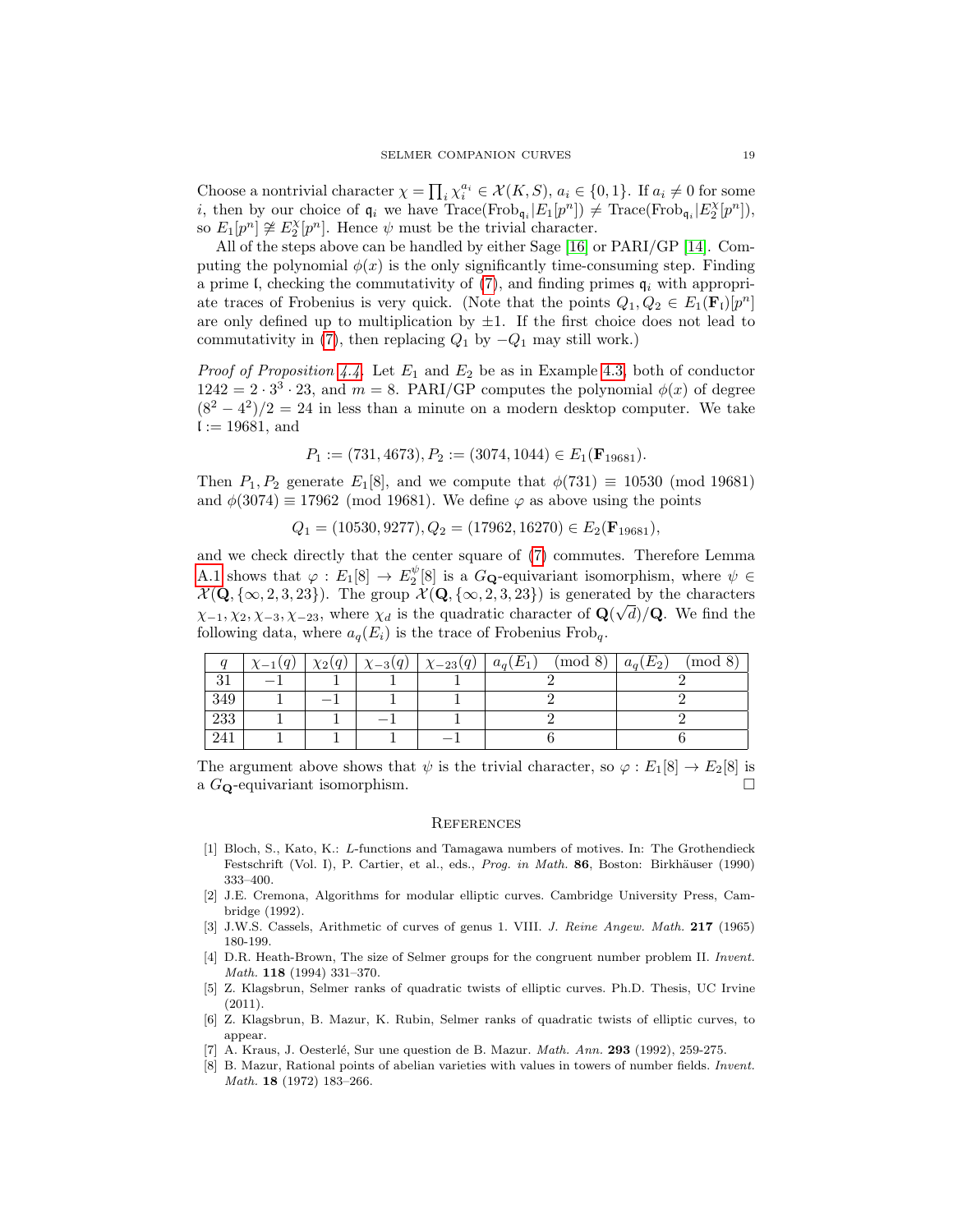Choose a nontrivial character $\chi = \prod_i \chi_i^{a_i} \in \mathcal{X}(K,S)$, $a_i \in \{0,1\}$. If $a_i \neq 0$ for some $i$, then by our choice of $\mathfrak{q}_i$ we have $\mathrm{Trace}(\mathrm{Frob}_{\mathfrak{q}_i}|E_1[p^n]) \neq \mathrm{Trace}(\mathrm{Frob}_{\mathfrak{q}_i}|E_2^{\chi}[p^n])$, so $E_1[p^n] \not\cong E_2^{\chi}[p^n]$. Hence $\psi$ must be the trivial character.

All of the steps above can be handled by either Sage [16] or PARI/GP [14]. Computing the polynomial $\phi(x)$ is the only significantly time-consuming step. Finding a prime $\mathfrak{l}$, checking the commutativity of (7), and finding primes $\mathfrak{q}_i$ with appropriate traces of Frobenius is very quick. (Note that the points $Q_1, Q_2 \in E_1(\mathbf{F}_{\mathfrak{l}})[p^n]$ are only defined up to multiplication by $\pm 1$. If the first choice does not lead to commutativity in (7), then replacing $Q_1$ by $-Q_1$ may still work.)

*Proof of Proposition 4.4.* Let $E_1$ and $E_2$ be as in Example 4.3, both of conductor $1242 = 2 \cdot 3^3 \cdot 23$, and $m = 8$. PARI/GP computes the polynomial $\phi(x)$ of degree $(8^2 - 4^2)/2 = 24$ in less than a minute on a modern desktop computer. We take $\mathfrak{l} := 19681$, and

$$P_1 := (731, 4673), P_2 := (3074, 1044) \in E_1(\mathbf{F}_{19681}).$$

Then $P_1, P_2$ generate $E_1[8]$, and we compute that $\phi(731) \equiv 10530 \pmod{19681}$ and $\phi(3074) \equiv 17962 \pmod{19681}$. We define $\varphi$ as above using the points

$$Q_1 = (10530, 9277), Q_2 = (17962, 16270) \in E_2(\mathbf{F}_{19681}),$$

and we check directly that the center square of (7) commutes. Therefore Lemma A.1 shows that $\varphi : E_1[8] \to E_2^{\psi}[8]$ is a $G_{\mathbf{Q}}$-equivariant isomorphism, where $\psi \in \mathcal{X}(\mathbf{Q}, \{\infty, 2, 3, 23\})$. The group $\mathcal{X}(\mathbf{Q}, \{\infty, 2, 3, 23\})$ is generated by the characters $\chi_{-1}, \chi_2, \chi_{-3}, \chi_{-23}$, where $\chi_d$ is the quadratic character of $\mathbf{Q}(\sqrt{d})/\mathbf{Q}$. We find the following data, where $a_q(E_i)$ is the trace of Frobenius $\mathrm{Frob}_q$.

| $q$ | $\chi_{-1}(q)$ | $\chi_2(q)$ | $\chi_{-3}(q)$ | $\chi_{-23}(q)$ | $a_q(E_1) \pmod 8$ | $a_q(E_2) \pmod 8$ |
|---|---|---|---|---|---|---|
| 31 | $-1$ | 1 | 1 | 1 | 2 | 2 |
| 349 | 1 | $-1$ | 1 | 1 | 2 | 2 |
| 233 | 1 | 1 | $-1$ | 1 | 2 | 2 |
| 241 | 1 | 1 | 1 | $-1$ | 6 | 6 |

The argument above shows that $\psi$ is the trivial character, so $\varphi : E_1[8] \to E_2[8]$ is a $G_{\mathbf{Q}}$-equivariant isomorphism. □

## References

[1] Bloch, S., Kato, K.: *L*-functions and Tamagawa numbers of motives. In: The Grothendieck Festschrift (Vol. I), P. Cartier, et al., eds., *Prog. in Math.* **86**, Boston: Birkhäuser (1990) 333–400.

[2] J.E. Cremona, Algorithms for modular elliptic curves. Cambridge University Press, Cambridge (1992).

[3] J.W.S. Cassels, Arithmetic of curves of genus 1. VIII. *J. Reine Angew. Math.* **217** (1965) 180-199.

[4] D.R. Heath-Brown, The size of Selmer groups for the congruent number problem II. *Invent. Math.* **118** (1994) 331–370.

[5] Z. Klagsbrun, Selmer ranks of quadratic twists of elliptic curves. Ph.D. Thesis, UC Irvine (2011).

[6] Z. Klagsbrun, B. Mazur, K. Rubin, Selmer ranks of quadratic twists of elliptic curves, to appear.

[7] A. Kraus, J. Oesterlé, Sur une question de B. Mazur. *Math. Ann.* **293** (1992), 259-275.

[8] B. Mazur, Rational points of abelian varieties with values in towers of number fields. *Invent. Math.* **18** (1972) 183–266.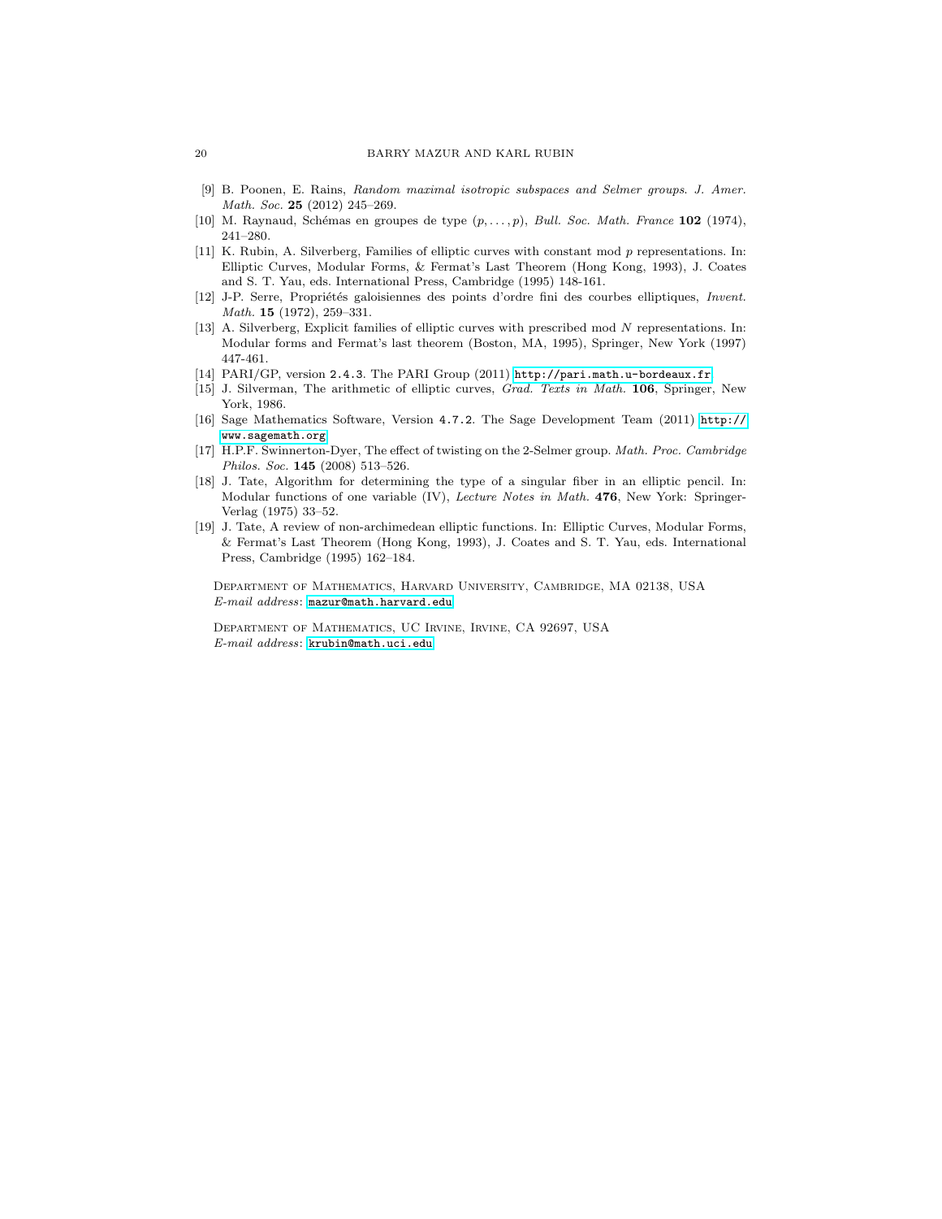[9] B. Poonen, E. Rains, *Random maximal isotropic subspaces and Selmer groups*. *J. Amer. Math. Soc.* **25** (2012) 245–269.

[10] M. Raynaud, Schémas en groupes de type $(p, \ldots, p)$, *Bull. Soc. Math. France* **102** (1974), 241–280.

[11] K. Rubin, A. Silverberg, Families of elliptic curves with constant mod $p$ representations. In: Elliptic Curves, Modular Forms, & Fermat's Last Theorem (Hong Kong, 1993), J. Coates and S. T. Yau, eds. International Press, Cambridge (1995) 148-161.

[12] J-P. Serre, Propriétés galoisiennes des points d'ordre fini des courbes elliptiques, *Invent. Math.* **15** (1972), 259–331.

[13] A. Silverberg, Explicit families of elliptic curves with prescribed mod $N$ representations. In: Modular forms and Fermat's last theorem (Boston, MA, 1995), Springer, New York (1997) 447-461.

[14] PARI/GP, version `2.4.3`. The PARI Group (2011) `http://pari.math.u-bordeaux.fr`

[15] J. Silverman, The arithmetic of elliptic curves, *Grad. Texts in Math.* **106**, Springer, New York, 1986.

[16] Sage Mathematics Software, Version `4.7.2`. The Sage Development Team (2011) `http://www.sagemath.org`

[17] H.P.F. Swinnerton-Dyer, The effect of twisting on the 2-Selmer group. *Math. Proc. Cambridge Philos. Soc.* **145** (2008) 513–526.

[18] J. Tate, Algorithm for determining the type of a singular fiber in an elliptic pencil. In: Modular functions of one variable (IV), *Lecture Notes in Math.* **476**, New York: Springer-Verlag (1975) 33–52.

[19] J. Tate, A review of non-archimedean elliptic functions. In: Elliptic Curves, Modular Forms, & Fermat's Last Theorem (Hong Kong, 1993), J. Coates and S. T. Yau, eds. International Press, Cambridge (1995) 162–184.

Department of Mathematics, Harvard University, Cambridge, MA 02138, USA
*E-mail address*: `mazur@math.harvard.edu`

Department of Mathematics, UC Irvine, Irvine, CA 92697, USA
*E-mail address*: `krubin@math.uci.edu`